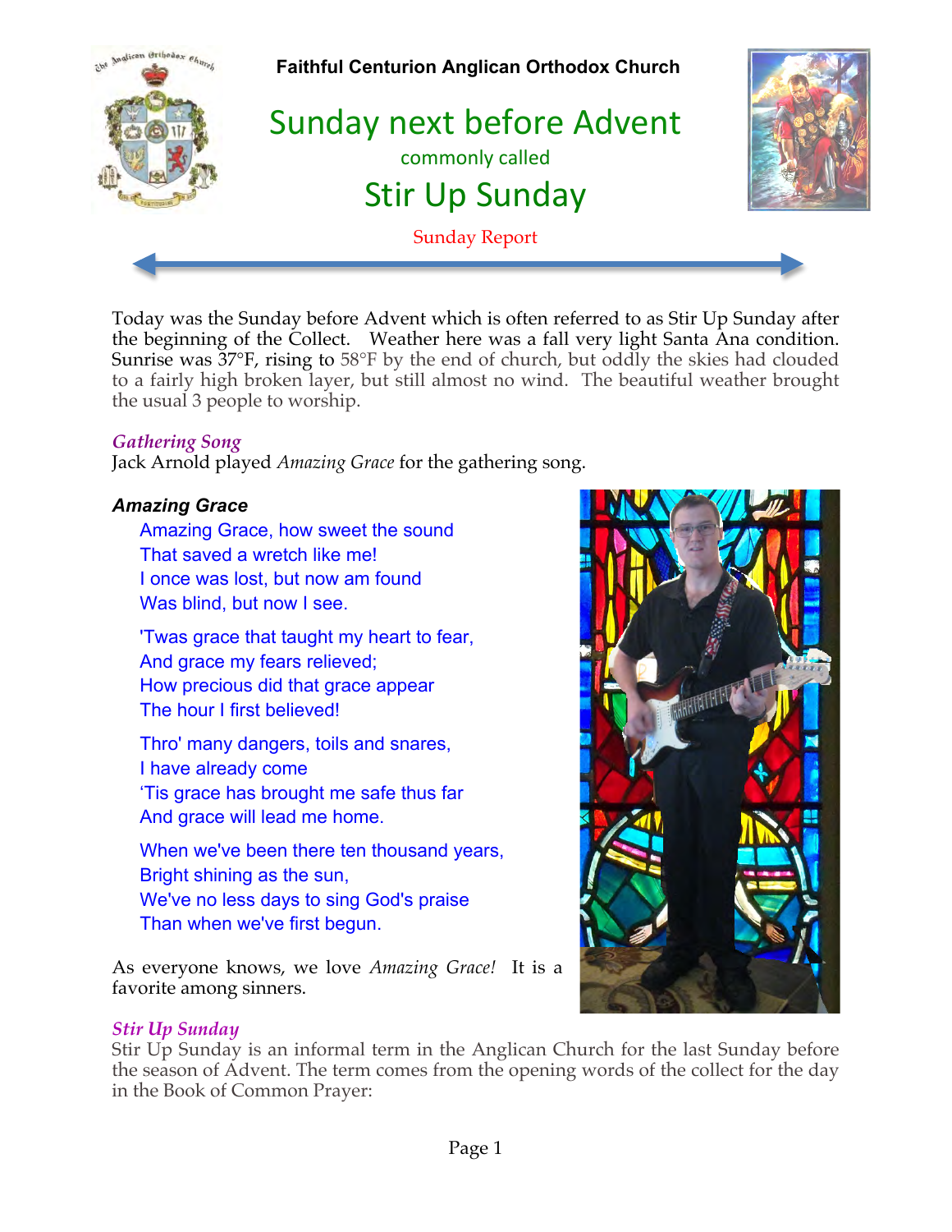**Faithful Centurion Anglican Orthodox Church**

# Sunday next before Advent

commonly called

# Stir Up Sunday

Sunday Report

Today was the Sunday before Advent which is often referred to as Stir Up Sunday after the beginning of the Collect. Weather here was a fall very light Santa Ana condition. Sunrise was 37°F, rising to 58°F by the end of church, but oddly the skies had clouded to a fairly high broken layer, but still almost no wind. The beautiful weather brought the usual 3 people to worship.

### *Gathering Song*

Jack Arnold played *Amazing Grace* for the gathering song.

### ***Amazing Grace***

Amazing Grace, how sweet the sound
That saved a wretch like me!
I once was lost, but now am found
Was blind, but now I see.

'Twas grace that taught my heart to fear,
And grace my fears relieved;
How precious did that grace appear
The hour I first believed!

Thro' many dangers, toils and snares,
I have already come
'Tis grace has brought me safe thus far
And grace will lead me home.

When we've been there ten thousand years,
Bright shining as the sun,
We've no less days to sing God's praise
Than when we've first begun.

As everyone knows, we love *Amazing Grace!* It is a favorite among sinners.

### *Stir Up Sunday*

Stir Up Sunday is an informal term in the Anglican Church for the last Sunday before the season of Advent. The term comes from the opening words of the collect for the day in the Book of Common Prayer: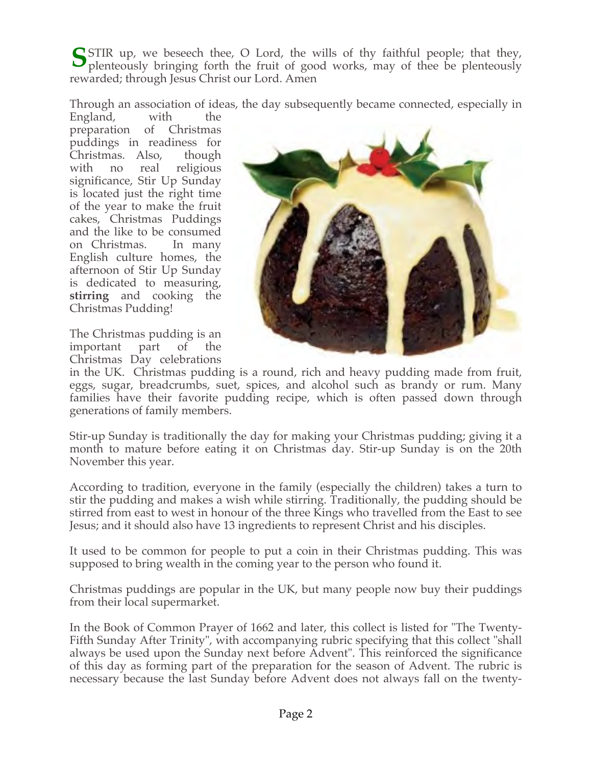STIR up, we beseech thee, O Lord, the wills of thy faithful people; that they, plenteously bringing forth the fruit of good works, may of thee be plenteously rewarded; through Jesus Christ our Lord. Amen

Through an association of ideas, the day subsequently became connected, especially in England, with the preparation of Christmas puddings in readiness for Christmas. Also, though with no real religious significance, Stir Up Sunday is located just the right time of the year to make the fruit cakes, Christmas Puddings and the like to be consumed on Christmas. In many English culture homes, the afternoon of Stir Up Sunday is dedicated to measuring, **stirring** and cooking the Christmas Pudding!

The Christmas pudding is an important part of the Christmas Day celebrations in the UK. Christmas pudding is a round, rich and heavy pudding made from fruit, eggs, sugar, breadcrumbs, suet, spices, and alcohol such as brandy or rum. Many families have their favorite pudding recipe, which is often passed down through generations of family members.

Stir-up Sunday is traditionally the day for making your Christmas pudding; giving it a month to mature before eating it on Christmas day. Stir-up Sunday is on the 20th November this year.

According to tradition, everyone in the family (especially the children) takes a turn to stir the pudding and makes a wish while stirring. Traditionally, the pudding should be stirred from east to west in honour of the three Kings who travelled from the East to see Jesus; and it should also have 13 ingredients to represent Christ and his disciples.

It used to be common for people to put a coin in their Christmas pudding. This was supposed to bring wealth in the coming year to the person who found it.

Christmas puddings are popular in the UK, but many people now buy their puddings from their local supermarket.

In the Book of Common Prayer of 1662 and later, this collect is listed for "The Twenty-Fifth Sunday After Trinity", with accompanying rubric specifying that this collect "shall always be used upon the Sunday next before Advent". This reinforced the significance of this day as forming part of the preparation for the season of Advent. The rubric is necessary because the last Sunday before Advent does not always fall on the twenty-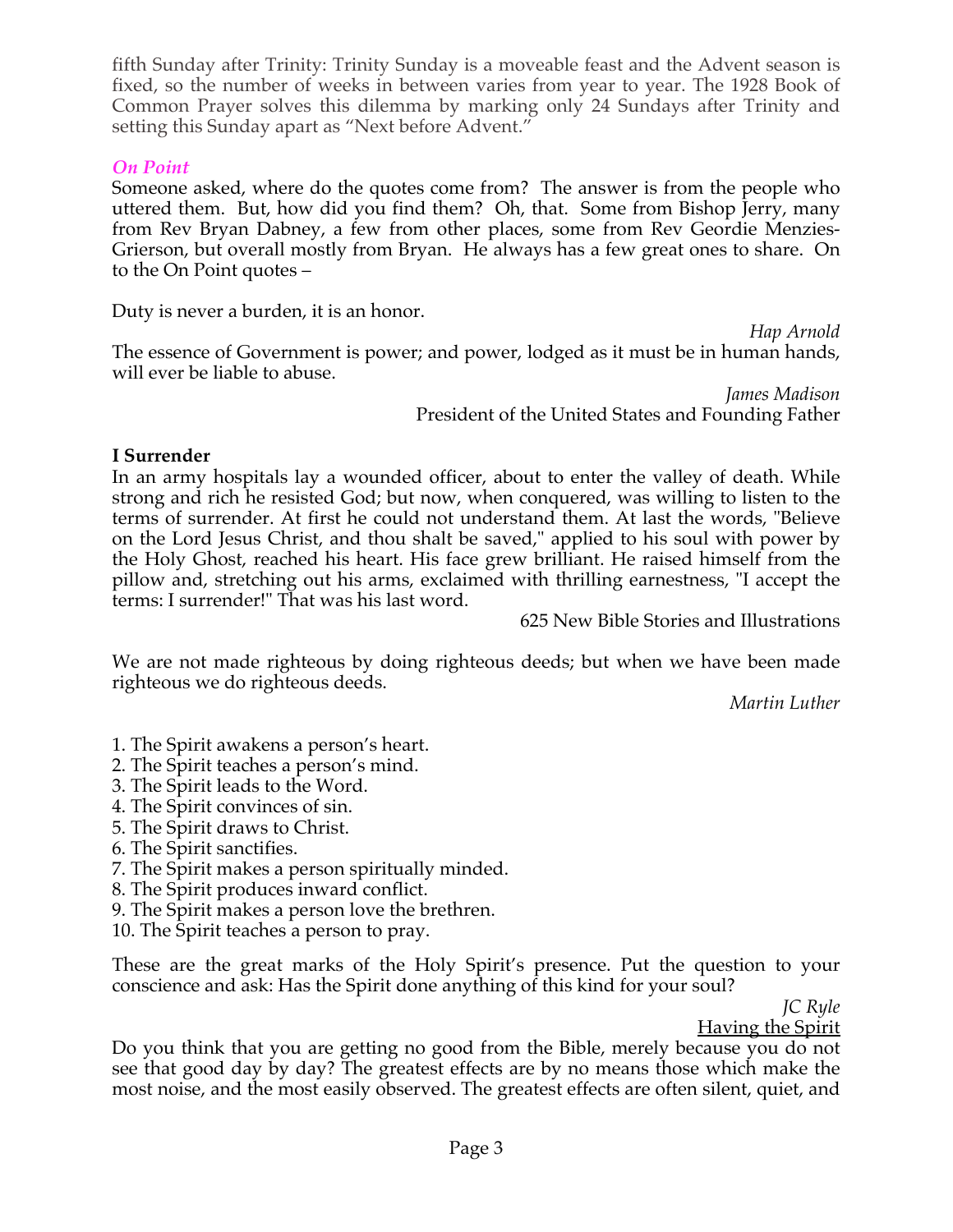fifth Sunday after Trinity: Trinity Sunday is a moveable feast and the Advent season is fixed, so the number of weeks in between varies from year to year. The 1928 Book of Common Prayer solves this dilemma by marking only 24 Sundays after Trinity and setting this Sunday apart as "Next before Advent."

### *On Point*

Someone asked, where do the quotes come from? The answer is from the people who uttered them. But, how did you find them? Oh, that. Some from Bishop Jerry, many from Rev Bryan Dabney, a few from other places, some from Rev Geordie Menzies-Grierson, but overall mostly from Bryan. He always has a few great ones to share. On to the On Point quotes –

Duty is never a burden, it is an honor.

*Hap Arnold*

The essence of Government is power; and power, lodged as it must be in human hands, will ever be liable to abuse.

*James Madison*
President of the United States and Founding Father

**I Surrender**

In an army hospitals lay a wounded officer, about to enter the valley of death. While strong and rich he resisted God; but now, when conquered, was willing to listen to the terms of surrender. At first he could not understand them. At last the words, "Believe on the Lord Jesus Christ, and thou shalt be saved," applied to his soul with power by the Holy Ghost, reached his heart. His face grew brilliant. He raised himself from the pillow and, stretching out his arms, exclaimed with thrilling earnestness, "I accept the terms: I surrender!" That was his last word.

625 New Bible Stories and Illustrations

We are not made righteous by doing righteous deeds; but when we have been made righteous we do righteous deeds.

*Martin Luther*

1. The Spirit awakens a person's heart.
2. The Spirit teaches a person's mind.
3. The Spirit leads to the Word.
4. The Spirit convinces of sin.
5. The Spirit draws to Christ.
6. The Spirit sanctifies.
7. The Spirit makes a person spiritually minded.
8. The Spirit produces inward conflict.
9. The Spirit makes a person love the brethren.
10. The Spirit teaches a person to pray.

These are the great marks of the Holy Spirit's presence. Put the question to your conscience and ask: Has the Spirit done anything of this kind for your soul?

*JC Ryle*
Having the Spirit

Do you think that you are getting no good from the Bible, merely because you do not see that good day by day? The greatest effects are by no means those which make the most noise, and the most easily observed. The greatest effects are often silent, quiet, and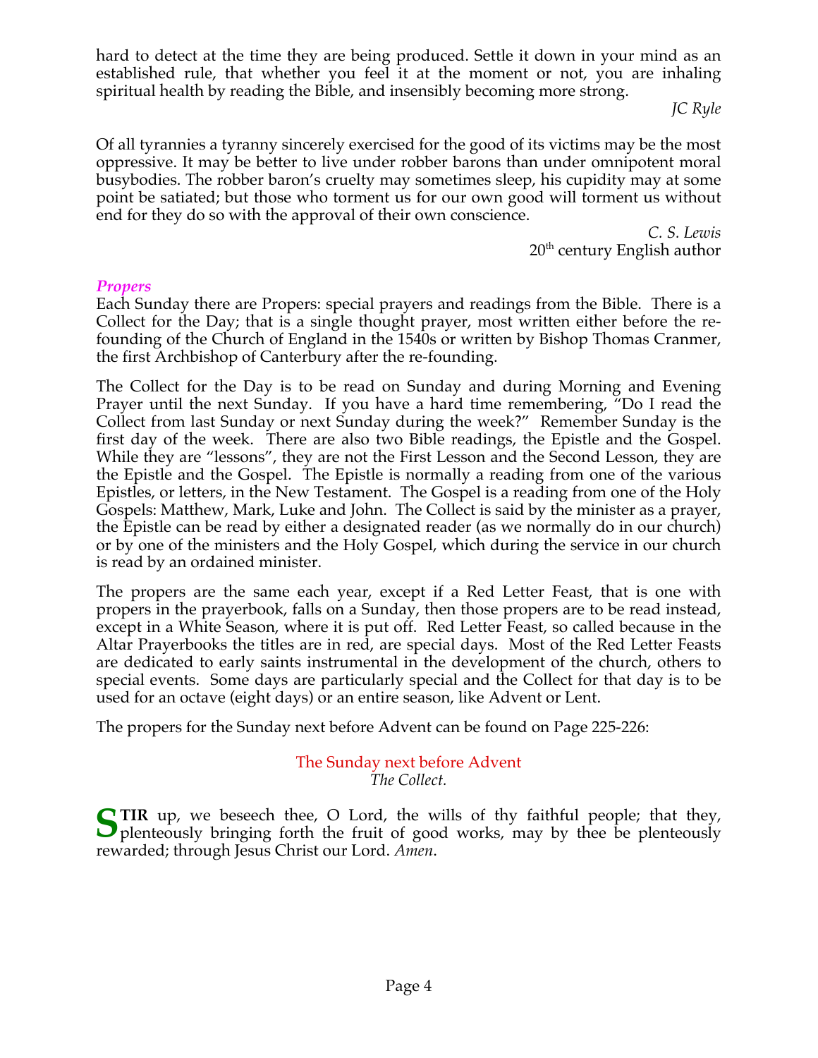hard to detect at the time they are being produced. Settle it down in your mind as an established rule, that whether you feel it at the moment or not, you are inhaling spiritual health by reading the Bible, and insensibly becoming more strong.

*JC Ryle*

Of all tyrannies a tyranny sincerely exercised for the good of its victims may be the most oppressive. It may be better to live under robber barons than under omnipotent moral busybodies. The robber baron's cruelty may sometimes sleep, his cupidity may at some point be satiated; but those who torment us for our own good will torment us without end for they do so with the approval of their own conscience.

*C. S. Lewis*
20th century English author

### *Propers*

Each Sunday there are Propers: special prayers and readings from the Bible. There is a Collect for the Day; that is a single thought prayer, most written either before the re-founding of the Church of England in the 1540s or written by Bishop Thomas Cranmer, the first Archbishop of Canterbury after the re-founding.

The Collect for the Day is to be read on Sunday and during Morning and Evening Prayer until the next Sunday. If you have a hard time remembering, "Do I read the Collect from last Sunday or next Sunday during the week?" Remember Sunday is the first day of the week. There are also two Bible readings, the Epistle and the Gospel. While they are "lessons", they are not the First Lesson and the Second Lesson, they are the Epistle and the Gospel. The Epistle is normally a reading from one of the various Epistles, or letters, in the New Testament. The Gospel is a reading from one of the Holy Gospels: Matthew, Mark, Luke and John. The Collect is said by the minister as a prayer, the Epistle can be read by either a designated reader (as we normally do in our church) or by one of the ministers and the Holy Gospel, which during the service in our church is read by an ordained minister.

The propers are the same each year, except if a Red Letter Feast, that is one with propers in the prayerbook, falls on a Sunday, then those propers are to be read instead, except in a White Season, where it is put off. Red Letter Feast, so called because in the Altar Prayerbooks the titles are in red, are special days. Most of the Red Letter Feasts are dedicated to early saints instrumental in the development of the church, others to special events. Some days are particularly special and the Collect for that day is to be used for an octave (eight days) or an entire season, like Advent or Lent.

The propers for the Sunday next before Advent can be found on Page 225-226:

The Sunday next before Advent
*The Collect.*

**STIR** up, we beseech thee, O Lord, the wills of thy faithful people; that they, plenteously bringing forth the fruit of good works, may by thee be plenteously rewarded; through Jesus Christ our Lord. *Amen*.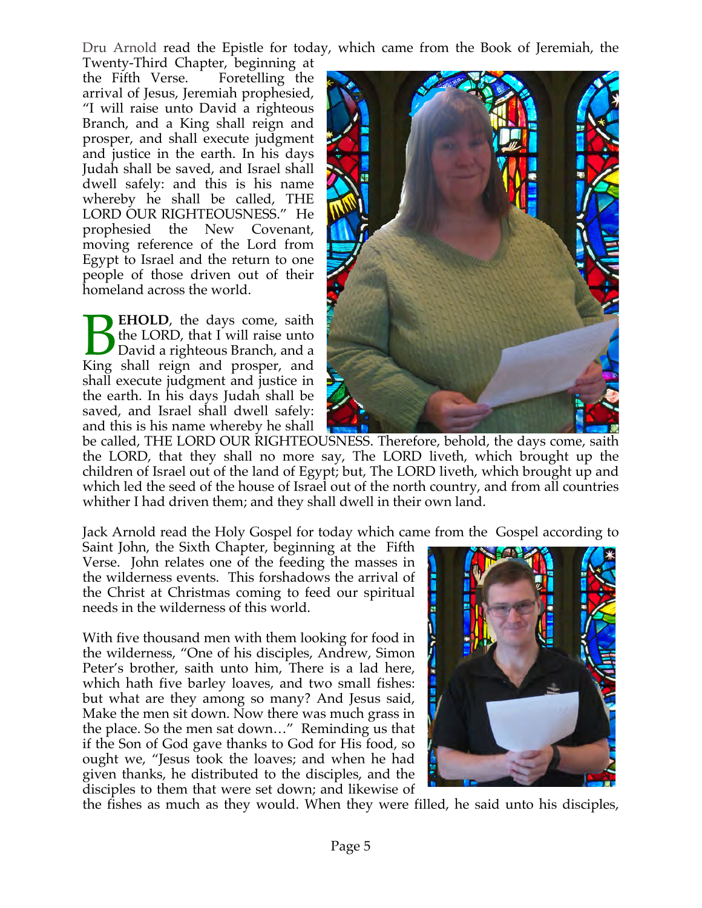Dru Arnold read the Epistle for today, which came from the Book of Jeremiah, the Twenty-Third Chapter, beginning at the Fifth Verse. Foretelling the arrival of Jesus, Jeremiah prophesied, "I will raise unto David a righteous Branch, and a King shall reign and prosper, and shall execute judgment and justice in the earth. In his days Judah shall be saved, and Israel shall dwell safely: and this is his name whereby he shall be called, THE LORD OUR RIGHTEOUSNESS." He prophesied the New Covenant, moving reference of the Lord from Egypt to Israel and the return to one people of those driven out of their homeland across the world.

**BEHOLD**, the days come, saith the LORD, that I will raise unto David a righteous Branch, and a King shall reign and prosper, and shall execute judgment and justice in the earth. In his days Judah shall be saved, and Israel shall dwell safely: and this is his name whereby he shall be called, THE LORD OUR RIGHTEOUSNESS. Therefore, behold, the days come, saith the LORD, that they shall no more say, The LORD liveth, which brought up the children of Israel out of the land of Egypt; but, The LORD liveth, which brought up and which led the seed of the house of Israel out of the north country, and from all countries whither I had driven them; and they shall dwell in their own land.

Jack Arnold read the Holy Gospel for today which came from the Gospel according to Saint John, the Sixth Chapter, beginning at the Fifth Verse. John relates one of the feeding the masses in the wilderness events. This forshadows the arrival of the Christ at Christmas coming to feed our spiritual needs in the wilderness of this world.

With five thousand men with them looking for food in the wilderness, "One of his disciples, Andrew, Simon Peter's brother, saith unto him, There is a lad here, which hath five barley loaves, and two small fishes: but what are they among so many? And Jesus said, Make the men sit down. Now there was much grass in the place. So the men sat down…" Reminding us that if the Son of God gave thanks to God for His food, so ought we, "Jesus took the loaves; and when he had given thanks, he distributed to the disciples, and the disciples to them that were set down; and likewise of the fishes as much as they would. When they were filled, he said unto his disciples,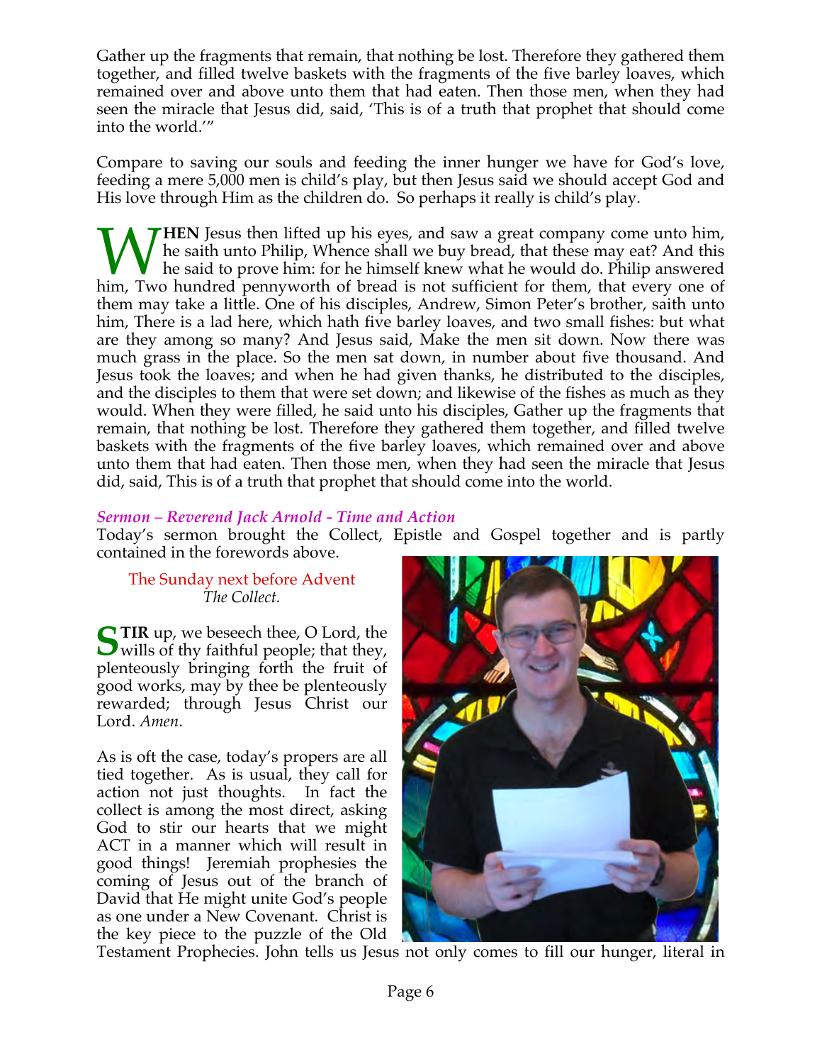Gather up the fragments that remain, that nothing be lost. Therefore they gathered them together, and filled twelve baskets with the fragments of the five barley loaves, which remained over and above unto them that had eaten. Then those men, when they had seen the miracle that Jesus did, said, 'This is of a truth that prophet that should come into the world.'"

Compare to saving our souls and feeding the inner hunger we have for God's love, feeding a mere 5,000 men is child's play, but then Jesus said we should accept God and His love through Him as the children do. So perhaps it really is child's play.

**WHEN** Jesus then lifted up his eyes, and saw a great company come unto him, he saith unto Philip, Whence shall we buy bread, that these may eat? And this he said to prove him: for he himself knew what he would do. Philip answered him, Two hundred pennyworth of bread is not sufficient for them, that every one of them may take a little. One of his disciples, Andrew, Simon Peter's brother, saith unto him, There is a lad here, which hath five barley loaves, and two small fishes: but what are they among so many? And Jesus said, Make the men sit down. Now there was much grass in the place. So the men sat down, in number about five thousand. And Jesus took the loaves; and when he had given thanks, he distributed to the disciples, and the disciples to them that were set down; and likewise of the fishes as much as they would. When they were filled, he said unto his disciples, Gather up the fragments that remain, that nothing be lost. Therefore they gathered them together, and filled twelve baskets with the fragments of the five barley loaves, which remained over and above unto them that had eaten. Then those men, when they had seen the miracle that Jesus did, said, This is of a truth that prophet that should come into the world.

### *Sermon – Reverend Jack Arnold - Time and Action*

Today's sermon brought the Collect, Epistle and Gospel together and is partly contained in the forewords above.

The Sunday next before Advent
*The Collect.*

**STIR** up, we beseech thee, O Lord, the wills of thy faithful people; that they, plenteously bringing forth the fruit of good works, may by thee be plenteously rewarded; through Jesus Christ our Lord. *Amen*.

As is oft the case, today's propers are all tied together. As is usual, they call for action not just thoughts. In fact the collect is among the most direct, asking God to stir our hearts that we might ACT in a manner which will result in good things! Jeremiah prophesies the coming of Jesus out of the branch of David that He might unite God's people as one under a New Covenant. Christ is the key piece to the puzzle of the Old Testament Prophecies. John tells us Jesus not only comes to fill our hunger, literal in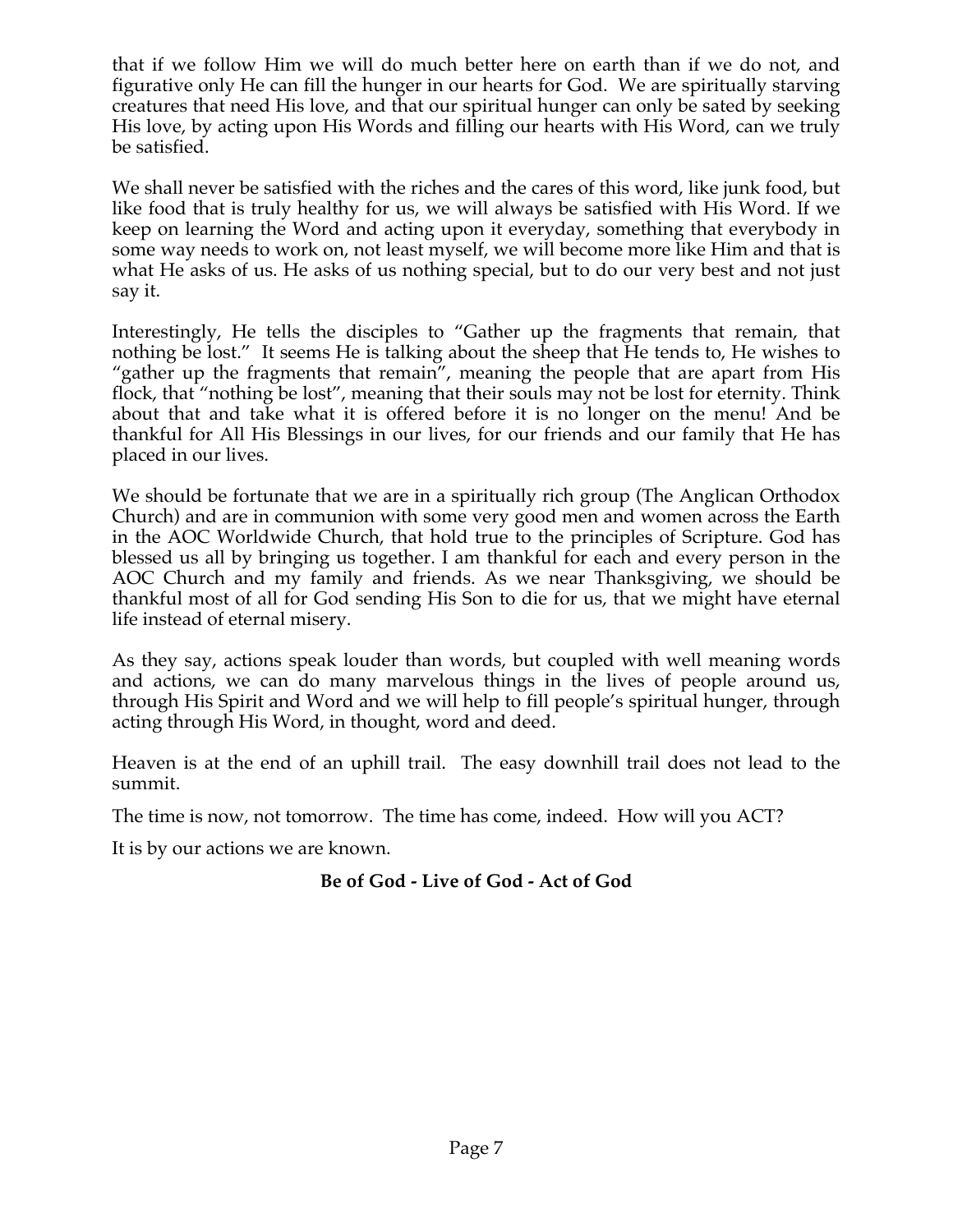that if we follow Him we will do much better here on earth than if we do not, and figurative only He can fill the hunger in our hearts for God. We are spiritually starving creatures that need His love, and that our spiritual hunger can only be sated by seeking His love, by acting upon His Words and filling our hearts with His Word, can we truly be satisfied.

We shall never be satisfied with the riches and the cares of this word, like junk food, but like food that is truly healthy for us, we will always be satisfied with His Word. If we keep on learning the Word and acting upon it everyday, something that everybody in some way needs to work on, not least myself, we will become more like Him and that is what He asks of us. He asks of us nothing special, but to do our very best and not just say it.

Interestingly, He tells the disciples to "Gather up the fragments that remain, that nothing be lost." It seems He is talking about the sheep that He tends to, He wishes to "gather up the fragments that remain", meaning the people that are apart from His flock, that "nothing be lost", meaning that their souls may not be lost for eternity. Think about that and take what it is offered before it is no longer on the menu! And be thankful for All His Blessings in our lives, for our friends and our family that He has placed in our lives.

We should be fortunate that we are in a spiritually rich group (The Anglican Orthodox Church) and are in communion with some very good men and women across the Earth in the AOC Worldwide Church, that hold true to the principles of Scripture. God has blessed us all by bringing us together. I am thankful for each and every person in the AOC Church and my family and friends. As we near Thanksgiving, we should be thankful most of all for God sending His Son to die for us, that we might have eternal life instead of eternal misery.

As they say, actions speak louder than words, but coupled with well meaning words and actions, we can do many marvelous things in the lives of people around us, through His Spirit and Word and we will help to fill people's spiritual hunger, through acting through His Word, in thought, word and deed.

Heaven is at the end of an uphill trail. The easy downhill trail does not lead to the summit.

The time is now, not tomorrow. The time has come, indeed. How will you ACT?

It is by our actions we are known.

**Be of God - Live of God - Act of God**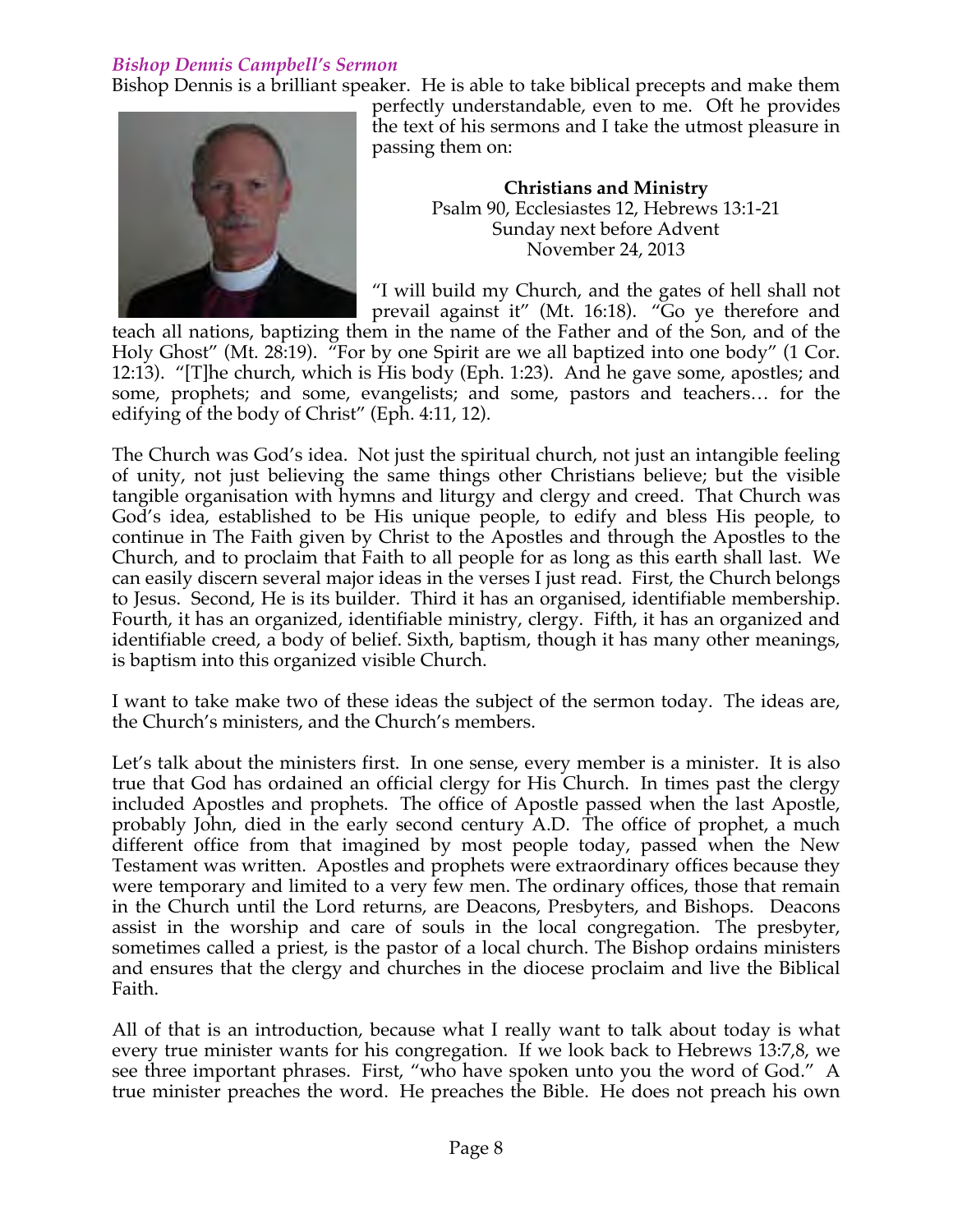### *Bishop Dennis Campbell's Sermon*

Bishop Dennis is a brilliant speaker. He is able to take biblical precepts and make them perfectly understandable, even to me. Oft he provides the text of his sermons and I take the utmost pleasure in passing them on:

**Christians and Ministry**
Psalm 90, Ecclesiastes 12, Hebrews 13:1-21
Sunday next before Advent
November 24, 2013

"I will build my Church, and the gates of hell shall not prevail against it" (Mt. 16:18). "Go ye therefore and teach all nations, baptizing them in the name of the Father and of the Son, and of the Holy Ghost" (Mt. 28:19). "For by one Spirit are we all baptized into one body" (1 Cor. 12:13). "[T]he church, which is His body (Eph. 1:23). And he gave some, apostles; and some, prophets; and some, evangelists; and some, pastors and teachers… for the edifying of the body of Christ" (Eph. 4:11, 12).

The Church was God's idea. Not just the spiritual church, not just an intangible feeling of unity, not just believing the same things other Christians believe; but the visible tangible organisation with hymns and liturgy and clergy and creed. That Church was God's idea, established to be His unique people, to edify and bless His people, to continue in The Faith given by Christ to the Apostles and through the Apostles to the Church, and to proclaim that Faith to all people for as long as this earth shall last. We can easily discern several major ideas in the verses I just read. First, the Church belongs to Jesus. Second, He is its builder. Third it has an organised, identifiable membership. Fourth, it has an organized, identifiable ministry, clergy. Fifth, it has an organized and identifiable creed, a body of belief. Sixth, baptism, though it has many other meanings, is baptism into this organized visible Church.

I want to take make two of these ideas the subject of the sermon today. The ideas are, the Church's ministers, and the Church's members.

Let's talk about the ministers first. In one sense, every member is a minister. It is also true that God has ordained an official clergy for His Church. In times past the clergy included Apostles and prophets. The office of Apostle passed when the last Apostle, probably John, died in the early second century A.D. The office of prophet, a much different office from that imagined by most people today, passed when the New Testament was written. Apostles and prophets were extraordinary offices because they were temporary and limited to a very few men. The ordinary offices, those that remain in the Church until the Lord returns, are Deacons, Presbyters, and Bishops. Deacons assist in the worship and care of souls in the local congregation. The presbyter, sometimes called a priest, is the pastor of a local church. The Bishop ordains ministers and ensures that the clergy and churches in the diocese proclaim and live the Biblical Faith.

All of that is an introduction, because what I really want to talk about today is what every true minister wants for his congregation. If we look back to Hebrews 13:7,8, we see three important phrases. First, "who have spoken unto you the word of God." A true minister preaches the word. He preaches the Bible. He does not preach his own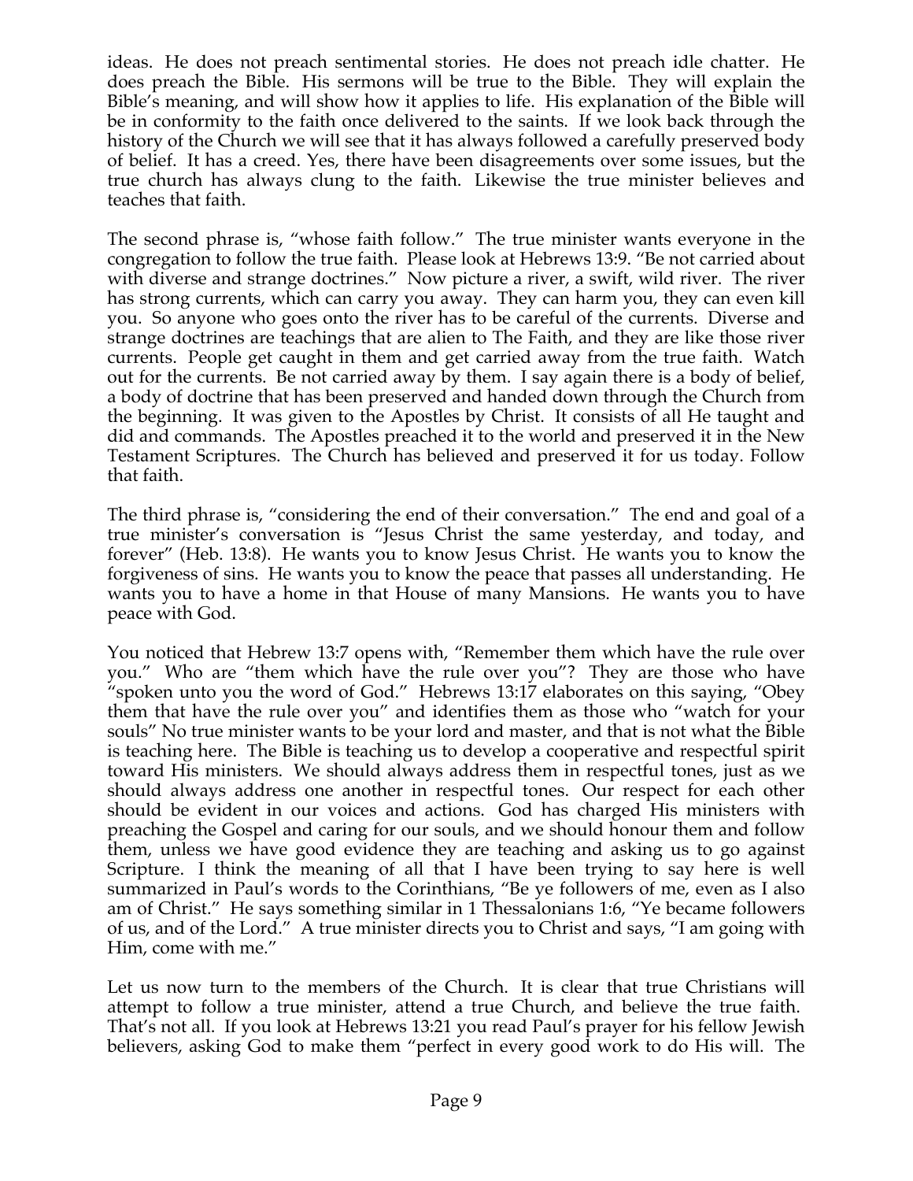ideas. He does not preach sentimental stories. He does not preach idle chatter. He does preach the Bible. His sermons will be true to the Bible. They will explain the Bible's meaning, and will show how it applies to life. His explanation of the Bible will be in conformity to the faith once delivered to the saints. If we look back through the history of the Church we will see that it has always followed a carefully preserved body of belief. It has a creed. Yes, there have been disagreements over some issues, but the true church has always clung to the faith. Likewise the true minister believes and teaches that faith.

The second phrase is, "whose faith follow." The true minister wants everyone in the congregation to follow the true faith. Please look at Hebrews 13:9. "Be not carried about with diverse and strange doctrines." Now picture a river, a swift, wild river. The river has strong currents, which can carry you away. They can harm you, they can even kill you. So anyone who goes onto the river has to be careful of the currents. Diverse and strange doctrines are teachings that are alien to The Faith, and they are like those river currents. People get caught in them and get carried away from the true faith. Watch out for the currents. Be not carried away by them. I say again there is a body of belief, a body of doctrine that has been preserved and handed down through the Church from the beginning. It was given to the Apostles by Christ. It consists of all He taught and did and commands. The Apostles preached it to the world and preserved it in the New Testament Scriptures. The Church has believed and preserved it for us today. Follow that faith.

The third phrase is, "considering the end of their conversation." The end and goal of a true minister's conversation is "Jesus Christ the same yesterday, and today, and forever" (Heb. 13:8). He wants you to know Jesus Christ. He wants you to know the forgiveness of sins. He wants you to know the peace that passes all understanding. He wants you to have a home in that House of many Mansions. He wants you to have peace with God.

You noticed that Hebrew 13:7 opens with, "Remember them which have the rule over you." Who are "them which have the rule over you"? They are those who have "spoken unto you the word of God." Hebrews 13:17 elaborates on this saying, "Obey them that have the rule over you" and identifies them as those who "watch for your souls" No true minister wants to be your lord and master, and that is not what the Bible is teaching here. The Bible is teaching us to develop a cooperative and respectful spirit toward His ministers. We should always address them in respectful tones, just as we should always address one another in respectful tones. Our respect for each other should be evident in our voices and actions. God has charged His ministers with preaching the Gospel and caring for our souls, and we should honour them and follow them, unless we have good evidence they are teaching and asking us to go against Scripture. I think the meaning of all that I have been trying to say here is well summarized in Paul's words to the Corinthians, "Be ye followers of me, even as I also am of Christ." He says something similar in 1 Thessalonians 1:6, "Ye became followers of us, and of the Lord." A true minister directs you to Christ and says, "I am going with Him, come with me."

Let us now turn to the members of the Church. It is clear that true Christians will attempt to follow a true minister, attend a true Church, and believe the true faith. That's not all. If you look at Hebrews 13:21 you read Paul's prayer for his fellow Jewish believers, asking God to make them "perfect in every good work to do His will. The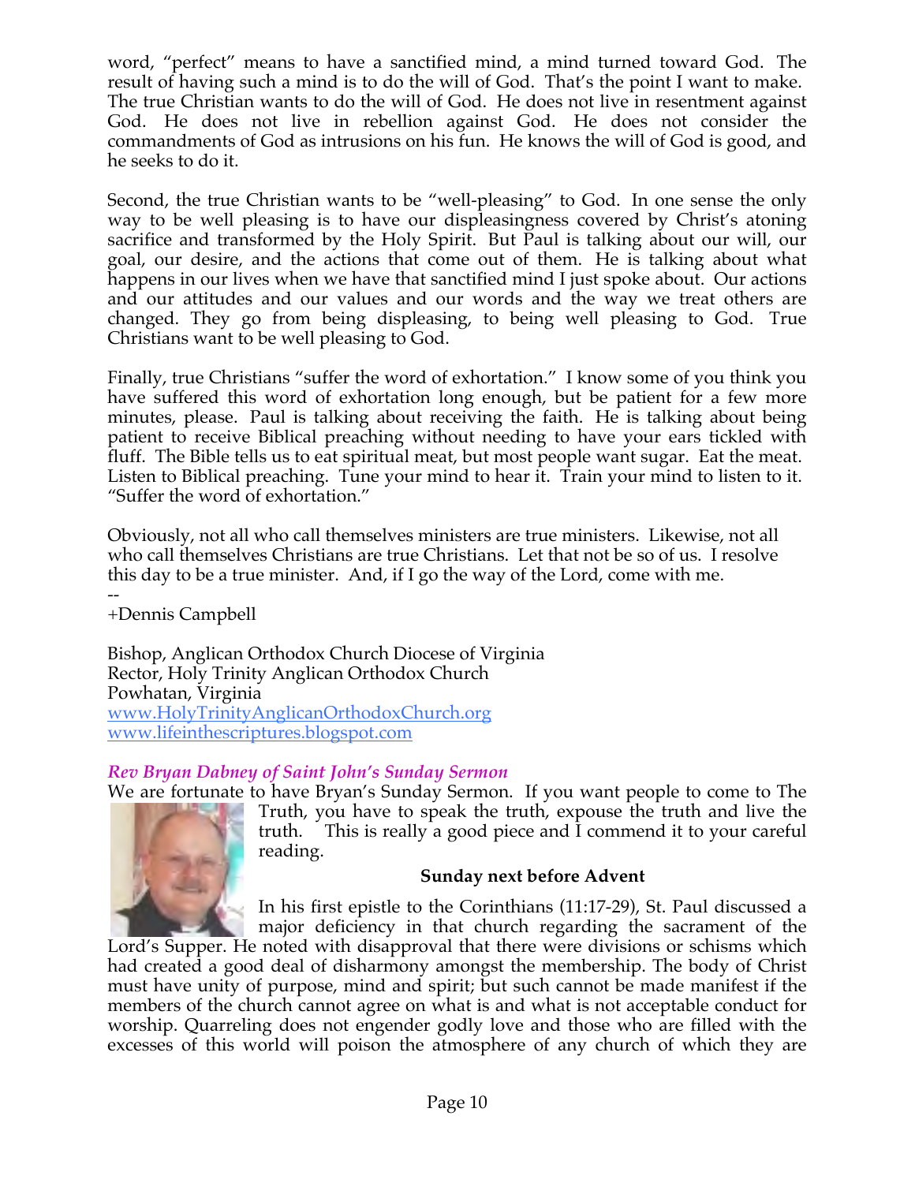word, "perfect" means to have a sanctified mind, a mind turned toward God. The result of having such a mind is to do the will of God. That's the point I want to make. The true Christian wants to do the will of God. He does not live in resentment against God. He does not live in rebellion against God. He does not consider the commandments of God as intrusions on his fun. He knows the will of God is good, and he seeks to do it.

Second, the true Christian wants to be "well-pleasing" to God. In one sense the only way to be well pleasing is to have our displeasingness covered by Christ's atoning sacrifice and transformed by the Holy Spirit. But Paul is talking about our will, our goal, our desire, and the actions that come out of them. He is talking about what happens in our lives when we have that sanctified mind I just spoke about. Our actions and our attitudes and our values and our words and the way we treat others are changed. They go from being displeasing, to being well pleasing to God. True Christians want to be well pleasing to God.

Finally, true Christians "suffer the word of exhortation." I know some of you think you have suffered this word of exhortation long enough, but be patient for a few more minutes, please. Paul is talking about receiving the faith. He is talking about being patient to receive Biblical preaching without needing to have your ears tickled with fluff. The Bible tells us to eat spiritual meat, but most people want sugar. Eat the meat. Listen to Biblical preaching. Tune your mind to hear it. Train your mind to listen to it. "Suffer the word of exhortation."

Obviously, not all who call themselves ministers are true ministers. Likewise, not all who call themselves Christians are true Christians. Let that not be so of us. I resolve this day to be a true minister. And, if I go the way of the Lord, come with me.

--
+Dennis Campbell

Bishop, Anglican Orthodox Church Diocese of Virginia
Rector, Holy Trinity Anglican Orthodox Church
Powhatan, Virginia
www.HolyTrinityAnglicanOrthodoxChurch.org
www.lifeinthescriptures.blogspot.com

### *Rev Bryan Dabney of Saint John's Sunday Sermon*

We are fortunate to have Bryan's Sunday Sermon. If you want people to come to The Truth, you have to speak the truth, expouse the truth and live the truth. This is really a good piece and I commend it to your careful reading.

**Sunday next before Advent**

In his first epistle to the Corinthians (11:17-29), St. Paul discussed a major deficiency in that church regarding the sacrament of the Lord's Supper. He noted with disapproval that there were divisions or schisms which had created a good deal of disharmony amongst the membership. The body of Christ must have unity of purpose, mind and spirit; but such cannot be made manifest if the members of the church cannot agree on what is and what is not acceptable conduct for worship. Quarreling does not engender godly love and those who are filled with the excesses of this world will poison the atmosphere of any church of which they are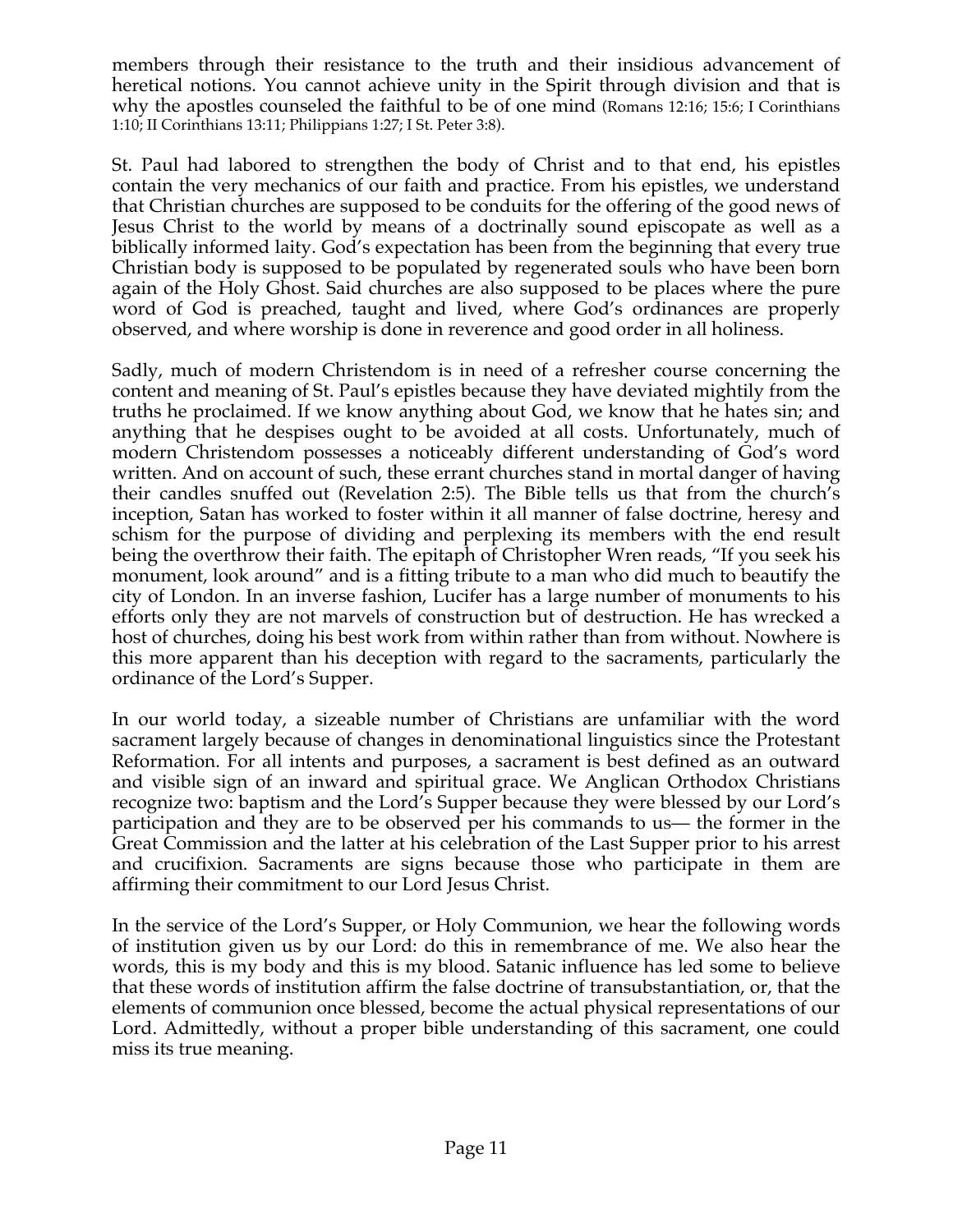members through their resistance to the truth and their insidious advancement of heretical notions. You cannot achieve unity in the Spirit through division and that is why the apostles counseled the faithful to be of one mind (Romans 12:16; 15:6; I Corinthians 1:10; II Corinthians 13:11; Philippians 1:27; I St. Peter 3:8).

St. Paul had labored to strengthen the body of Christ and to that end, his epistles contain the very mechanics of our faith and practice. From his epistles, we understand that Christian churches are supposed to be conduits for the offering of the good news of Jesus Christ to the world by means of a doctrinally sound episcopate as well as a biblically informed laity. God's expectation has been from the beginning that every true Christian body is supposed to be populated by regenerated souls who have been born again of the Holy Ghost. Said churches are also supposed to be places where the pure word of God is preached, taught and lived, where God's ordinances are properly observed, and where worship is done in reverence and good order in all holiness.

Sadly, much of modern Christendom is in need of a refresher course concerning the content and meaning of St. Paul's epistles because they have deviated mightily from the truths he proclaimed. If we know anything about God, we know that he hates sin; and anything that he despises ought to be avoided at all costs. Unfortunately, much of modern Christendom possesses a noticeably different understanding of God's word written. And on account of such, these errant churches stand in mortal danger of having their candles snuffed out (Revelation 2:5). The Bible tells us that from the church's inception, Satan has worked to foster within it all manner of false doctrine, heresy and schism for the purpose of dividing and perplexing its members with the end result being the overthrow their faith. The epitaph of Christopher Wren reads, "If you seek his monument, look around" and is a fitting tribute to a man who did much to beautify the city of London. In an inverse fashion, Lucifer has a large number of monuments to his efforts only they are not marvels of construction but of destruction. He has wrecked a host of churches, doing his best work from within rather than from without. Nowhere is this more apparent than his deception with regard to the sacraments, particularly the ordinance of the Lord's Supper.

In our world today, a sizeable number of Christians are unfamiliar with the word sacrament largely because of changes in denominational linguistics since the Protestant Reformation. For all intents and purposes, a sacrament is best defined as an outward and visible sign of an inward and spiritual grace. We Anglican Orthodox Christians recognize two: baptism and the Lord's Supper because they were blessed by our Lord's participation and they are to be observed per his commands to us— the former in the Great Commission and the latter at his celebration of the Last Supper prior to his arrest and crucifixion. Sacraments are signs because those who participate in them are affirming their commitment to our Lord Jesus Christ.

In the service of the Lord's Supper, or Holy Communion, we hear the following words of institution given us by our Lord: do this in remembrance of me. We also hear the words, this is my body and this is my blood. Satanic influence has led some to believe that these words of institution affirm the false doctrine of transubstantiation, or, that the elements of communion once blessed, become the actual physical representations of our Lord. Admittedly, without a proper bible understanding of this sacrament, one could miss its true meaning.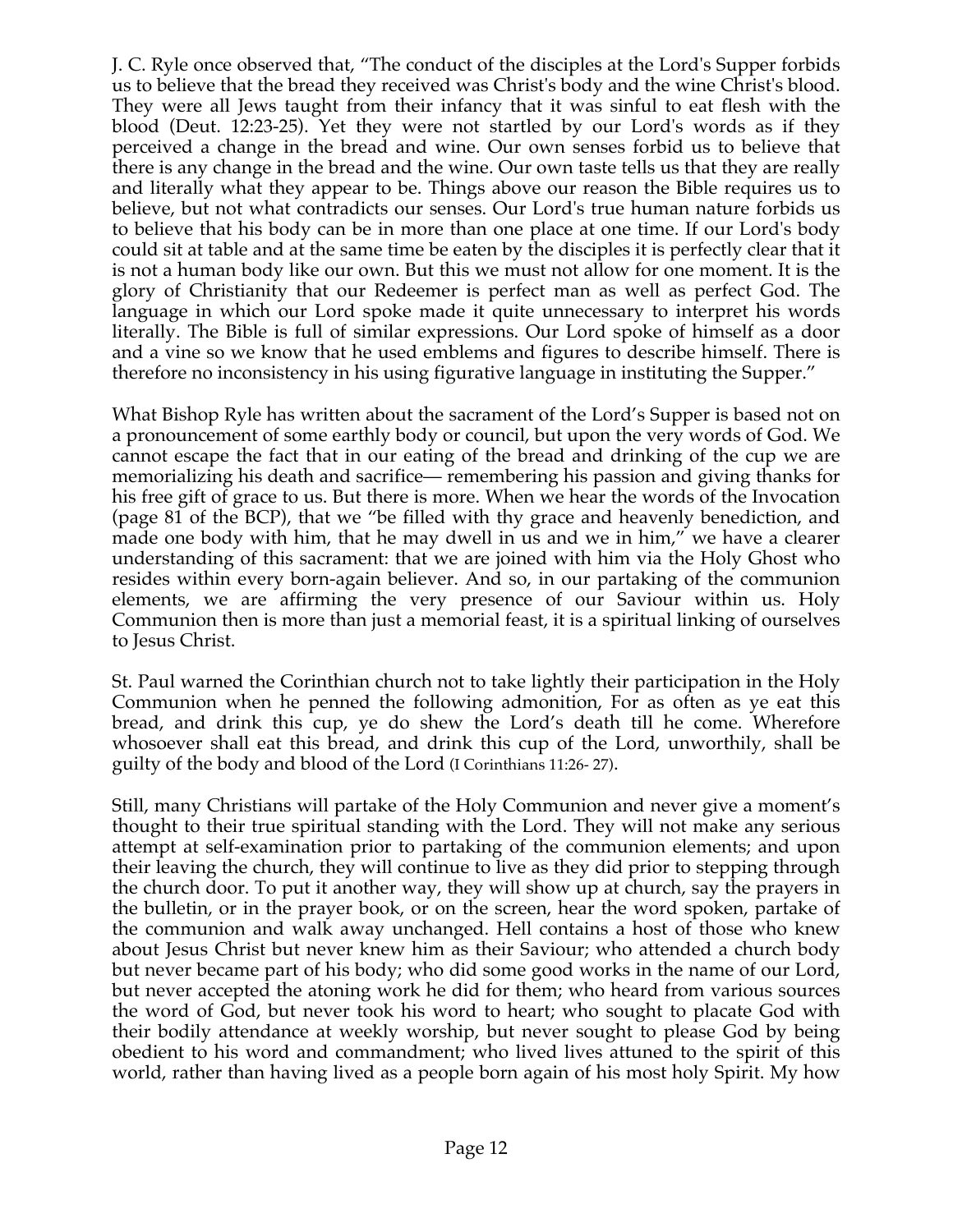J. C. Ryle once observed that, "The conduct of the disciples at the Lord's Supper forbids us to believe that the bread they received was Christ's body and the wine Christ's blood. They were all Jews taught from their infancy that it was sinful to eat flesh with the blood (Deut. 12:23-25). Yet they were not startled by our Lord's words as if they perceived a change in the bread and wine. Our own senses forbid us to believe that there is any change in the bread and the wine. Our own taste tells us that they are really and literally what they appear to be. Things above our reason the Bible requires us to believe, but not what contradicts our senses. Our Lord's true human nature forbids us to believe that his body can be in more than one place at one time. If our Lord's body could sit at table and at the same time be eaten by the disciples it is perfectly clear that it is not a human body like our own. But this we must not allow for one moment. It is the glory of Christianity that our Redeemer is perfect man as well as perfect God. The language in which our Lord spoke made it quite unnecessary to interpret his words literally. The Bible is full of similar expressions. Our Lord spoke of himself as a door and a vine so we know that he used emblems and figures to describe himself. There is therefore no inconsistency in his using figurative language in instituting the Supper."

What Bishop Ryle has written about the sacrament of the Lord's Supper is based not on a pronouncement of some earthly body or council, but upon the very words of God. We cannot escape the fact that in our eating of the bread and drinking of the cup we are memorializing his death and sacrifice— remembering his passion and giving thanks for his free gift of grace to us. But there is more. When we hear the words of the Invocation (page 81 of the BCP), that we "be filled with thy grace and heavenly benediction, and made one body with him, that he may dwell in us and we in him," we have a clearer understanding of this sacrament: that we are joined with him via the Holy Ghost who resides within every born-again believer. And so, in our partaking of the communion elements, we are affirming the very presence of our Saviour within us. Holy Communion then is more than just a memorial feast, it is a spiritual linking of ourselves to Jesus Christ.

St. Paul warned the Corinthian church not to take lightly their participation in the Holy Communion when he penned the following admonition, For as often as ye eat this bread, and drink this cup, ye do shew the Lord's death till he come. Wherefore whosoever shall eat this bread, and drink this cup of the Lord, unworthily, shall be guilty of the body and blood of the Lord (I Corinthians 11:26- 27).

Still, many Christians will partake of the Holy Communion and never give a moment's thought to their true spiritual standing with the Lord. They will not make any serious attempt at self-examination prior to partaking of the communion elements; and upon their leaving the church, they will continue to live as they did prior to stepping through the church door. To put it another way, they will show up at church, say the prayers in the bulletin, or in the prayer book, or on the screen, hear the word spoken, partake of the communion and walk away unchanged. Hell contains a host of those who knew about Jesus Christ but never knew him as their Saviour; who attended a church body but never became part of his body; who did some good works in the name of our Lord, but never accepted the atoning work he did for them; who heard from various sources the word of God, but never took his word to heart; who sought to placate God with their bodily attendance at weekly worship, but never sought to please God by being obedient to his word and commandment; who lived lives attuned to the spirit of this world, rather than having lived as a people born again of his most holy Spirit. My how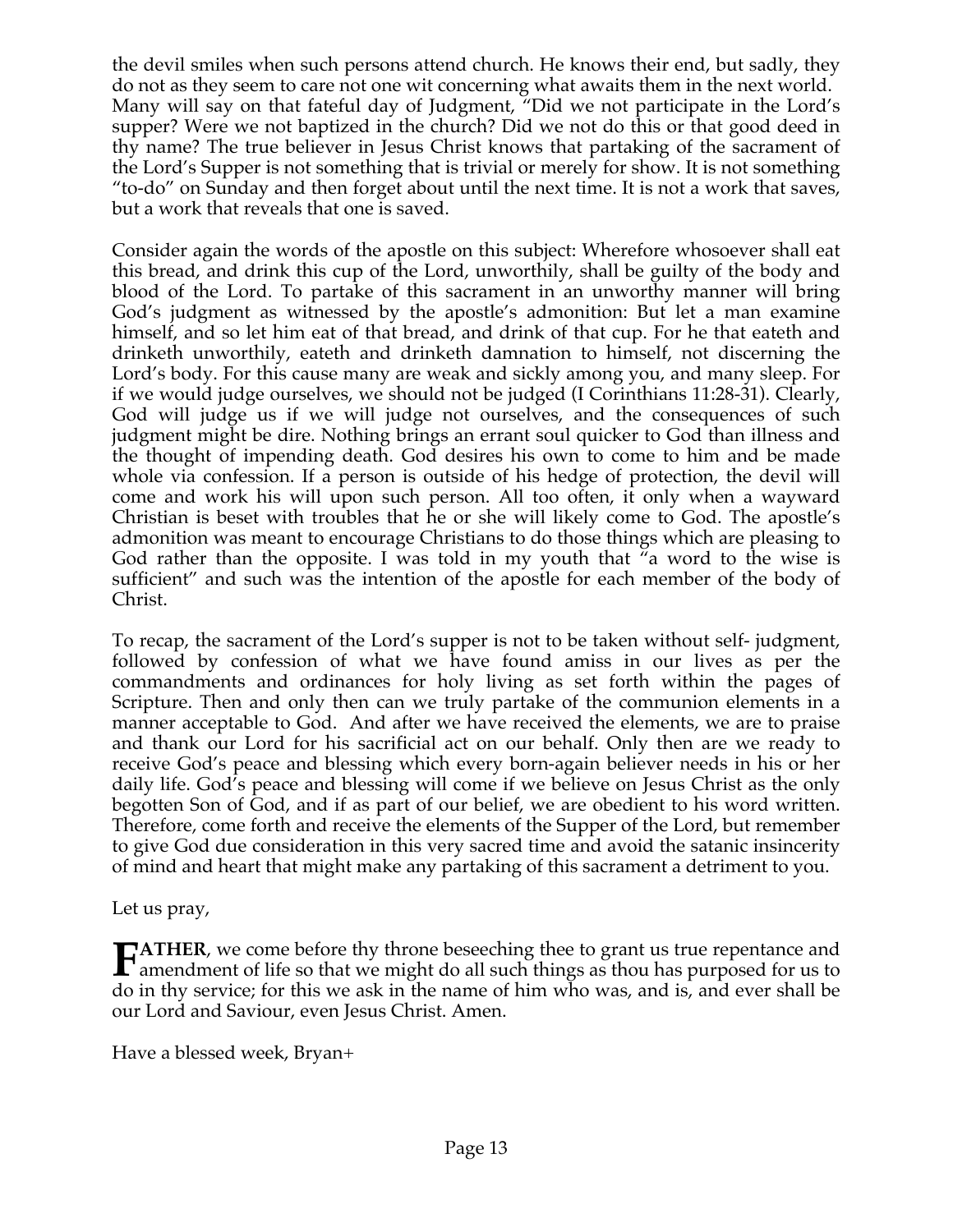the devil smiles when such persons attend church. He knows their end, but sadly, they do not as they seem to care not one wit concerning what awaits them in the next world. Many will say on that fateful day of Judgment, "Did we not participate in the Lord's supper? Were we not baptized in the church? Did we not do this or that good deed in thy name? The true believer in Jesus Christ knows that partaking of the sacrament of the Lord's Supper is not something that is trivial or merely for show. It is not something "to-do" on Sunday and then forget about until the next time. It is not a work that saves, but a work that reveals that one is saved.

Consider again the words of the apostle on this subject: Wherefore whosoever shall eat this bread, and drink this cup of the Lord, unworthily, shall be guilty of the body and blood of the Lord. To partake of this sacrament in an unworthy manner will bring God's judgment as witnessed by the apostle's admonition: But let a man examine himself, and so let him eat of that bread, and drink of that cup. For he that eateth and drinketh unworthily, eateth and drinketh damnation to himself, not discerning the Lord's body. For this cause many are weak and sickly among you, and many sleep. For if we would judge ourselves, we should not be judged (I Corinthians 11:28-31). Clearly, God will judge us if we will judge not ourselves, and the consequences of such judgment might be dire. Nothing brings an errant soul quicker to God than illness and the thought of impending death. God desires his own to come to him and be made whole via confession. If a person is outside of his hedge of protection, the devil will come and work his will upon such person. All too often, it only when a wayward Christian is beset with troubles that he or she will likely come to God. The apostle's admonition was meant to encourage Christians to do those things which are pleasing to God rather than the opposite. I was told in my youth that "a word to the wise is sufficient" and such was the intention of the apostle for each member of the body of Christ.

To recap, the sacrament of the Lord's supper is not to be taken without self- judgment, followed by confession of what we have found amiss in our lives as per the commandments and ordinances for holy living as set forth within the pages of Scripture. Then and only then can we truly partake of the communion elements in a manner acceptable to God. And after we have received the elements, we are to praise and thank our Lord for his sacrificial act on our behalf. Only then are we ready to receive God's peace and blessing which every born-again believer needs in his or her daily life. God's peace and blessing will come if we believe on Jesus Christ as the only begotten Son of God, and if as part of our belief, we are obedient to his word written. Therefore, come forth and receive the elements of the Supper of the Lord, but remember to give God due consideration in this very sacred time and avoid the satanic insincerity of mind and heart that might make any partaking of this sacrament a detriment to you.

Let us pray,

**FATHER**, we come before thy throne beseeching thee to grant us true repentance and amendment of life so that we might do all such things as thou has purposed for us to do in thy service; for this we ask in the name of him who was, and is, and ever shall be our Lord and Saviour, even Jesus Christ. Amen.

Have a blessed week, Bryan+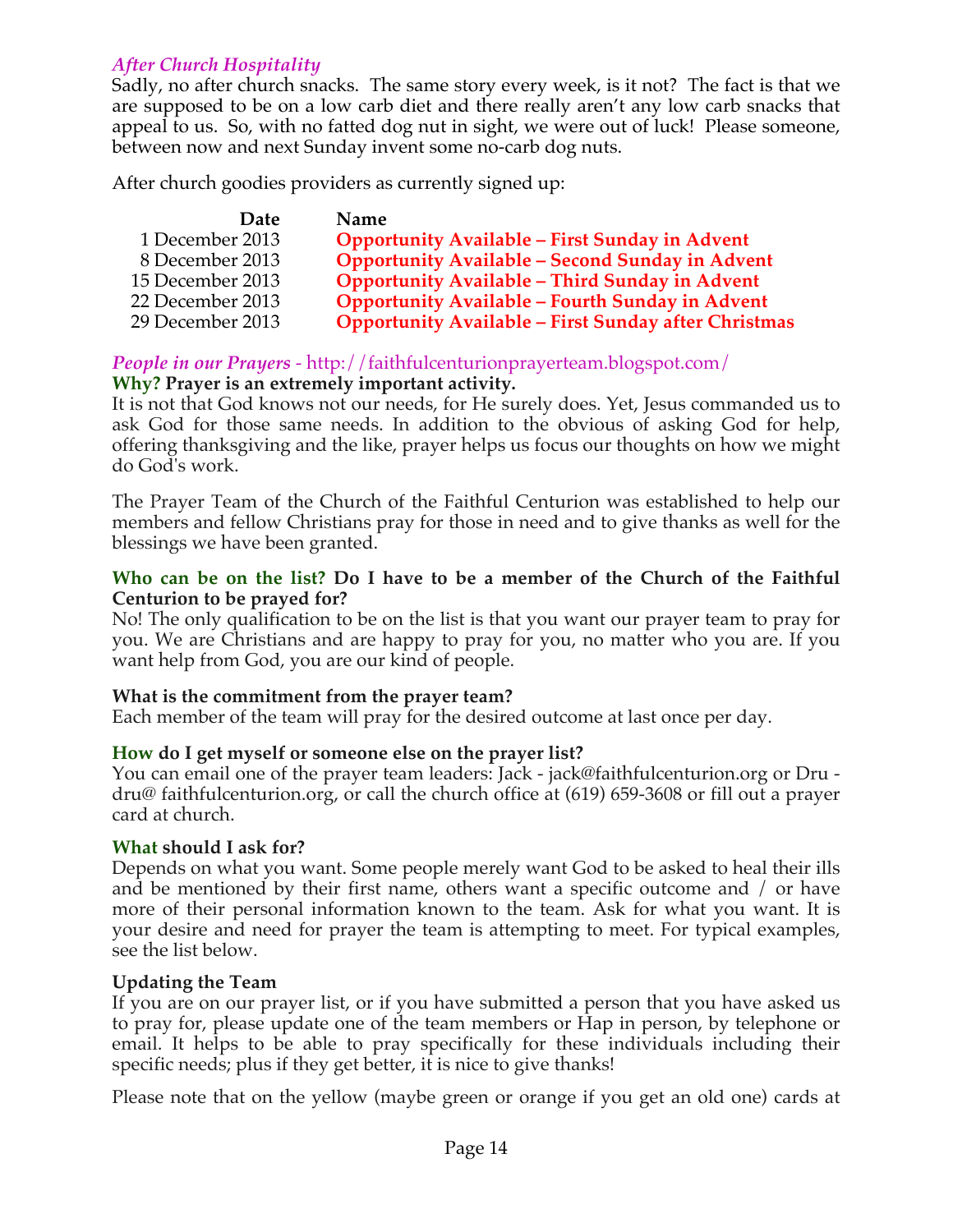*After Church Hospitality*

Sadly, no after church snacks. The same story every week, is it not? The fact is that we are supposed to be on a low carb diet and there really aren't any low carb snacks that appeal to us. So, with no fatted dog nut in sight, we were out of luck! Please someone, between now and next Sunday invent some no-carb dog nuts.

After church goodies providers as currently signed up:

| Date | Name |
|---:|---|
| 1 December 2013 | **Opportunity Available – First Sunday in Advent** |
| 8 December 2013 | **Opportunity Available – Second Sunday in Advent** |
| 15 December 2013 | **Opportunity Available – Third Sunday in Advent** |
| 22 December 2013 | **Opportunity Available – Fourth Sunday in Advent** |
| 29 December 2013 | **Opportunity Available – First Sunday after Christmas** |

*People in our Prayers* - http://faithfulcenturionprayerteam.blogspot.com/

**Why? Prayer is an extremely important activity.**

It is not that God knows not our needs, for He surely does. Yet, Jesus commanded us to ask God for those same needs. In addition to the obvious of asking God for help, offering thanksgiving and the like, prayer helps us focus our thoughts on how we might do God's work.

The Prayer Team of the Church of the Faithful Centurion was established to help our members and fellow Christians pray for those in need and to give thanks as well for the blessings we have been granted.

**Who can be on the list? Do I have to be a member of the Church of the Faithful Centurion to be prayed for?**

No! The only qualification to be on the list is that you want our prayer team to pray for you. We are Christians and are happy to pray for you, no matter who you are. If you want help from God, you are our kind of people.

**What is the commitment from the prayer team?**

Each member of the team will pray for the desired outcome at last once per day.

**How do I get myself or someone else on the prayer list?**

You can email one of the prayer team leaders: Jack - jack@faithfulcenturion.org or Dru - dru@ faithfulcenturion.org, or call the church office at (619) 659-3608 or fill out a prayer card at church.

**What should I ask for?**

Depends on what you want. Some people merely want God to be asked to heal their ills and be mentioned by their first name, others want a specific outcome and / or have more of their personal information known to the team. Ask for what you want. It is your desire and need for prayer the team is attempting to meet. For typical examples, see the list below.

**Updating the Team**

If you are on our prayer list, or if you have submitted a person that you have asked us to pray for, please update one of the team members or Hap in person, by telephone or email. It helps to be able to pray specifically for these individuals including their specific needs; plus if they get better, it is nice to give thanks!

Please note that on the yellow (maybe green or orange if you get an old one) cards at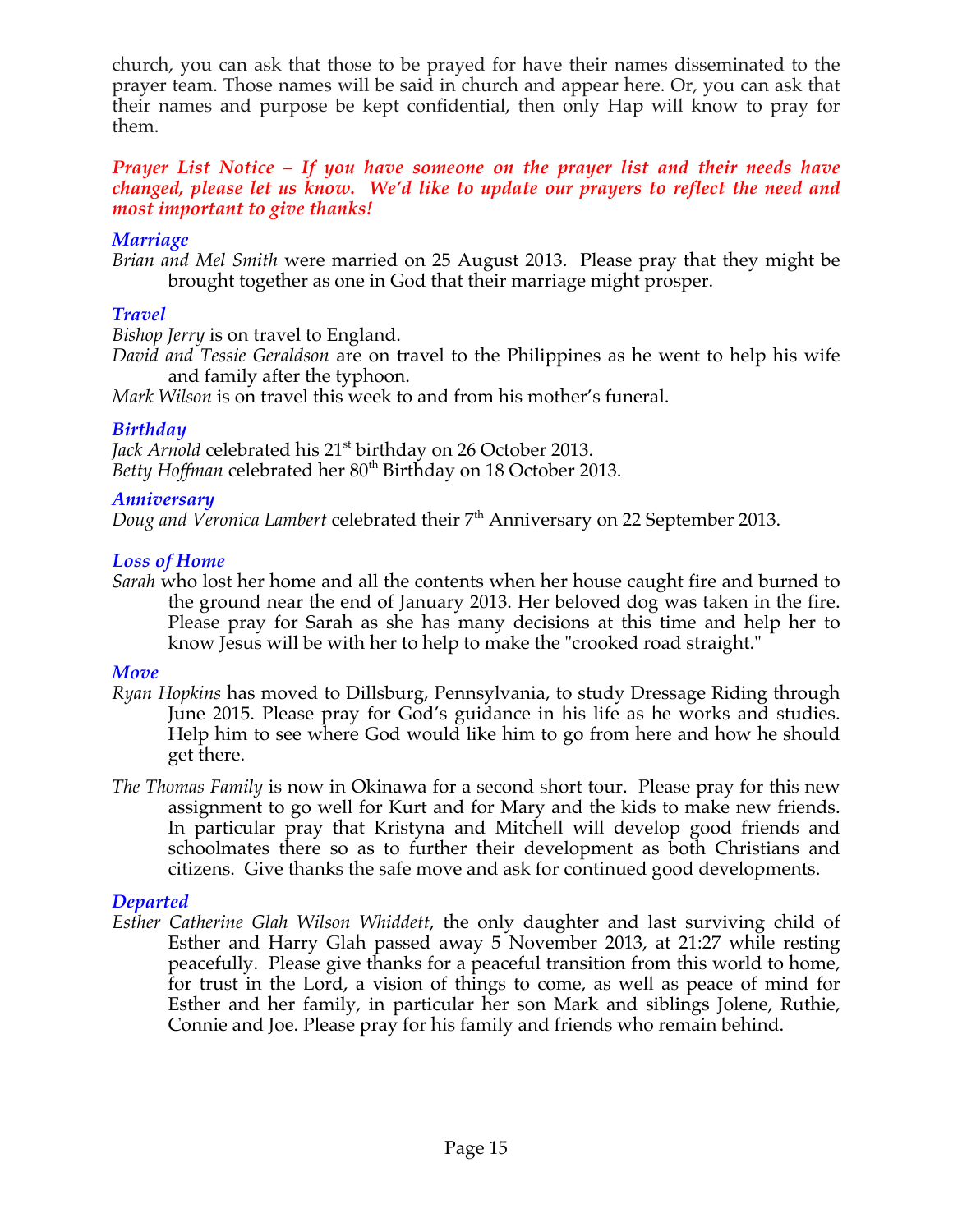church, you can ask that those to be prayed for have their names disseminated to the prayer team. Those names will be said in church and appear here. Or, you can ask that their names and purpose be kept confidential, then only Hap will know to pray for them.

***Prayer List Notice – If you have someone on the prayer list and their needs have changed, please let us know. We'd like to update our prayers to reflect the need and most important to give thanks!***

### *Marriage*

*Brian and Mel Smith* were married on 25 August 2013. Please pray that they might be brought together as one in God that their marriage might prosper.

### *Travel*

*Bishop Jerry* is on travel to England.

*David and Tessie Geraldson* are on travel to the Philippines as he went to help his wife and family after the typhoon.

*Mark Wilson* is on travel this week to and from his mother's funeral.

### *Birthday*

*Jack Arnold* celebrated his 21st birthday on 26 October 2013.

*Betty Hoffman* celebrated her 80th Birthday on 18 October 2013.

### *Anniversary*

*Doug and Veronica Lambert* celebrated their 7th Anniversary on 22 September 2013.

### *Loss of Home*

*Sarah* who lost her home and all the contents when her house caught fire and burned to the ground near the end of January 2013. Her beloved dog was taken in the fire. Please pray for Sarah as she has many decisions at this time and help her to know Jesus will be with her to help to make the "crooked road straight."

### *Move*

*Ryan Hopkins* has moved to Dillsburg, Pennsylvania, to study Dressage Riding through June 2015. Please pray for God's guidance in his life as he works and studies. Help him to see where God would like him to go from here and how he should get there.

*The Thomas Family* is now in Okinawa for a second short tour. Please pray for this new assignment to go well for Kurt and for Mary and the kids to make new friends. In particular pray that Kristyna and Mitchell will develop good friends and schoolmates there so as to further their development as both Christians and citizens. Give thanks the safe move and ask for continued good developments.

### *Departed*

*Esther Catherine Glah Wilson Whiddett*, the only daughter and last surviving child of Esther and Harry Glah passed away 5 November 2013, at 21:27 while resting peacefully. Please give thanks for a peaceful transition from this world to home, for trust in the Lord, a vision of things to come, as well as peace of mind for Esther and her family, in particular her son Mark and siblings Jolene, Ruthie, Connie and Joe. Please pray for his family and friends who remain behind.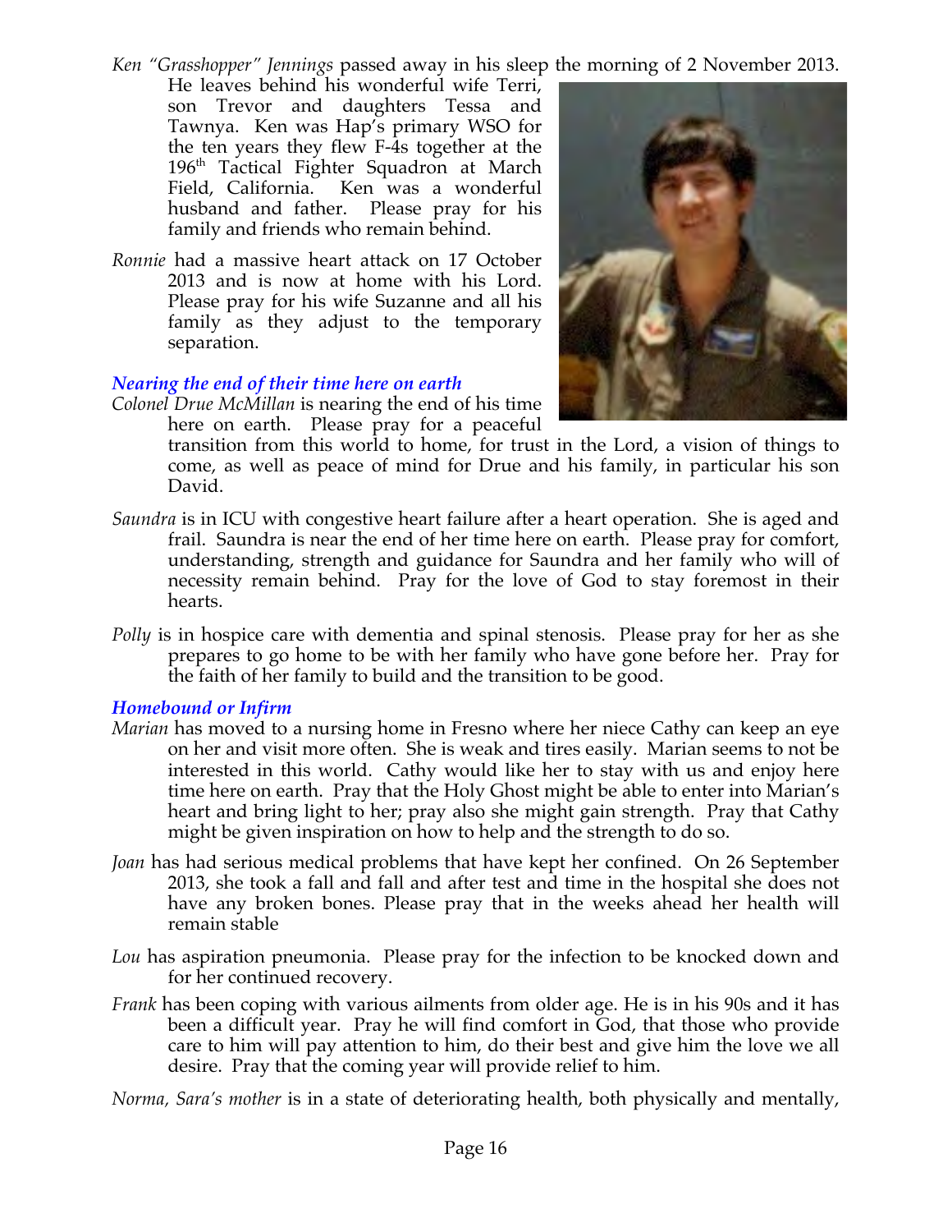*Ken "Grasshopper" Jennings* passed away in his sleep the morning of 2 November 2013. He leaves behind his wonderful wife Terri, son Trevor and daughters Tessa and Tawnya. Ken was Hap's primary WSO for the ten years they flew F-4s together at the 196th Tactical Fighter Squadron at March Field, California. Ken was a wonderful husband and father. Please pray for his family and friends who remain behind.

*Ronnie* had a massive heart attack on 17 October 2013 and is now at home with his Lord. Please pray for his wife Suzanne and all his family as they adjust to the temporary separation.

### *Nearing the end of their time here on earth*

*Colonel Drue McMillan* is nearing the end of his time here on earth. Please pray for a peaceful transition from this world to home, for trust in the Lord, a vision of things to come, as well as peace of mind for Drue and his family, in particular his son David.

*Saundra* is in ICU with congestive heart failure after a heart operation. She is aged and frail. Saundra is near the end of her time here on earth. Please pray for comfort, understanding, strength and guidance for Saundra and her family who will of necessity remain behind. Pray for the love of God to stay foremost in their hearts.

*Polly* is in hospice care with dementia and spinal stenosis. Please pray for her as she prepares to go home to be with her family who have gone before her. Pray for the faith of her family to build and the transition to be good.

### *Homebound or Infirm*

*Marian* has moved to a nursing home in Fresno where her niece Cathy can keep an eye on her and visit more often. She is weak and tires easily. Marian seems to not be interested in this world. Cathy would like her to stay with us and enjoy here time here on earth. Pray that the Holy Ghost might be able to enter into Marian's heart and bring light to her; pray also she might gain strength. Pray that Cathy might be given inspiration on how to help and the strength to do so.

*Joan* has had serious medical problems that have kept her confined. On 26 September 2013, she took a fall and fall and after test and time in the hospital she does not have any broken bones. Please pray that in the weeks ahead her health will remain stable

*Lou* has aspiration pneumonia. Please pray for the infection to be knocked down and for her continued recovery.

*Frank* has been coping with various ailments from older age. He is in his 90s and it has been a difficult year. Pray he will find comfort in God, that those who provide care to him will pay attention to him, do their best and give him the love we all desire. Pray that the coming year will provide relief to him.

*Norma, Sara's mother* is in a state of deteriorating health, both physically and mentally,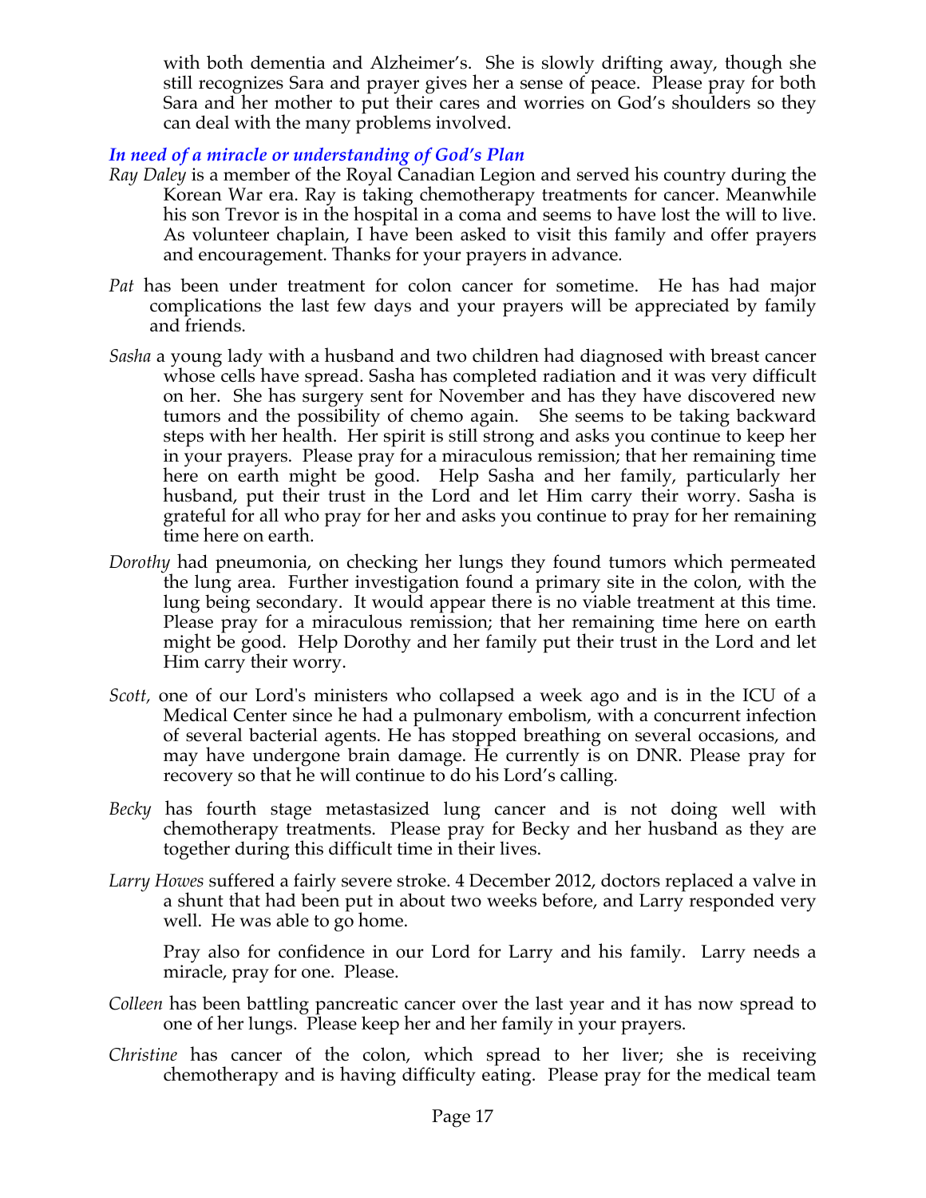with both dementia and Alzheimer's. She is slowly drifting away, though she still recognizes Sara and prayer gives her a sense of peace. Please pray for both Sara and her mother to put their cares and worries on God's shoulders so they can deal with the many problems involved.

### *In need of a miracle or understanding of God's Plan*

*Ray Daley* is a member of the Royal Canadian Legion and served his country during the Korean War era. Ray is taking chemotherapy treatments for cancer. Meanwhile his son Trevor is in the hospital in a coma and seems to have lost the will to live. As volunteer chaplain, I have been asked to visit this family and offer prayers and encouragement. Thanks for your prayers in advance.

*Pat* has been under treatment for colon cancer for sometime. He has had major complications the last few days and your prayers will be appreciated by family and friends.

*Sasha* a young lady with a husband and two children had diagnosed with breast cancer whose cells have spread. Sasha has completed radiation and it was very difficult on her. She has surgery sent for November and has they have discovered new tumors and the possibility of chemo again. She seems to be taking backward steps with her health. Her spirit is still strong and asks you continue to keep her in your prayers. Please pray for a miraculous remission; that her remaining time here on earth might be good. Help Sasha and her family, particularly her husband, put their trust in the Lord and let Him carry their worry. Sasha is grateful for all who pray for her and asks you continue to pray for her remaining time here on earth.

*Dorothy* had pneumonia, on checking her lungs they found tumors which permeated the lung area. Further investigation found a primary site in the colon, with the lung being secondary. It would appear there is no viable treatment at this time. Please pray for a miraculous remission; that her remaining time here on earth might be good. Help Dorothy and her family put their trust in the Lord and let Him carry their worry.

*Scott,* one of our Lord's ministers who collapsed a week ago and is in the ICU of a Medical Center since he had a pulmonary embolism, with a concurrent infection of several bacterial agents. He has stopped breathing on several occasions, and may have undergone brain damage. He currently is on DNR. Please pray for recovery so that he will continue to do his Lord's calling.

*Becky* has fourth stage metastasized lung cancer and is not doing well with chemotherapy treatments. Please pray for Becky and her husband as they are together during this difficult time in their lives.

*Larry Howes* suffered a fairly severe stroke. 4 December 2012, doctors replaced a valve in a shunt that had been put in about two weeks before, and Larry responded very well. He was able to go home.

Pray also for confidence in our Lord for Larry and his family. Larry needs a miracle, pray for one. Please.

*Colleen* has been battling pancreatic cancer over the last year and it has now spread to one of her lungs. Please keep her and her family in your prayers.

*Christine* has cancer of the colon, which spread to her liver; she is receiving chemotherapy and is having difficulty eating. Please pray for the medical team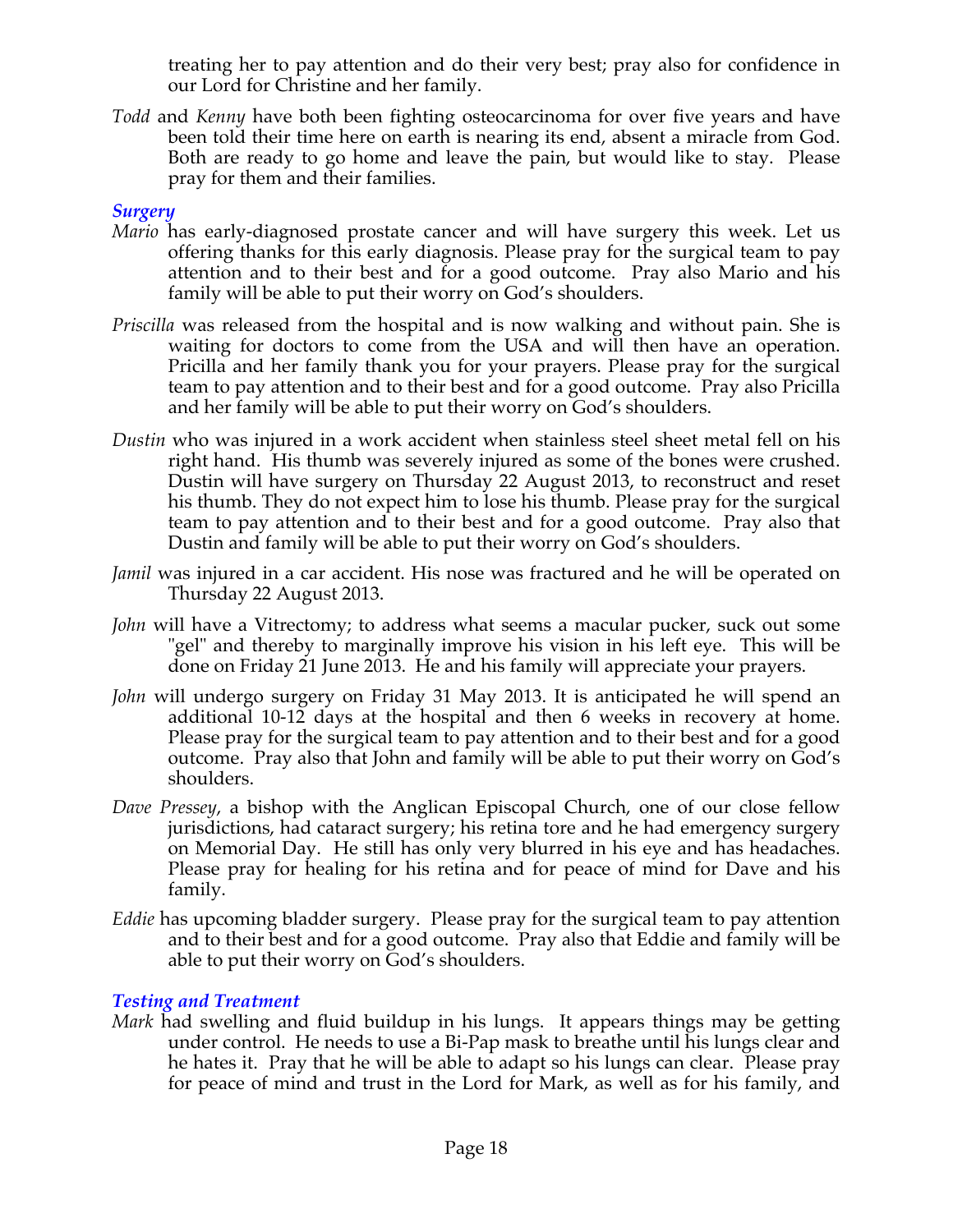treating her to pay attention and do their very best; pray also for confidence in our Lord for Christine and her family.

*Todd* and *Kenny* have both been fighting osteocarcinoma for over five years and have been told their time here on earth is nearing its end, absent a miracle from God. Both are ready to go home and leave the pain, but would like to stay. Please pray for them and their families.

### *Surgery*

*Mario* has early-diagnosed prostate cancer and will have surgery this week. Let us offering thanks for this early diagnosis. Please pray for the surgical team to pay attention and to their best and for a good outcome. Pray also Mario and his family will be able to put their worry on God's shoulders.

*Priscilla* was released from the hospital and is now walking and without pain. She is waiting for doctors to come from the USA and will then have an operation. Pricilla and her family thank you for your prayers. Please pray for the surgical team to pay attention and to their best and for a good outcome. Pray also Pricilla and her family will be able to put their worry on God's shoulders.

*Dustin* who was injured in a work accident when stainless steel sheet metal fell on his right hand. His thumb was severely injured as some of the bones were crushed. Dustin will have surgery on Thursday 22 August 2013, to reconstruct and reset his thumb. They do not expect him to lose his thumb. Please pray for the surgical team to pay attention and to their best and for a good outcome. Pray also that Dustin and family will be able to put their worry on God's shoulders.

*Jamil* was injured in a car accident. His nose was fractured and he will be operated on Thursday 22 August 2013.

*John* will have a Vitrectomy; to address what seems a macular pucker, suck out some "gel" and thereby to marginally improve his vision in his left eye. This will be done on Friday 21 June 2013. He and his family will appreciate your prayers.

*John* will undergo surgery on Friday 31 May 2013. It is anticipated he will spend an additional 10-12 days at the hospital and then 6 weeks in recovery at home. Please pray for the surgical team to pay attention and to their best and for a good outcome. Pray also that John and family will be able to put their worry on God's shoulders.

*Dave Pressey*, a bishop with the Anglican Episcopal Church, one of our close fellow jurisdictions, had cataract surgery; his retina tore and he had emergency surgery on Memorial Day. He still has only very blurred in his eye and has headaches. Please pray for healing for his retina and for peace of mind for Dave and his family.

*Eddie* has upcoming bladder surgery. Please pray for the surgical team to pay attention and to their best and for a good outcome. Pray also that Eddie and family will be able to put their worry on God's shoulders.

### *Testing and Treatment*

*Mark* had swelling and fluid buildup in his lungs. It appears things may be getting under control. He needs to use a Bi-Pap mask to breathe until his lungs clear and he hates it. Pray that he will be able to adapt so his lungs can clear. Please pray for peace of mind and trust in the Lord for Mark, as well as for his family, and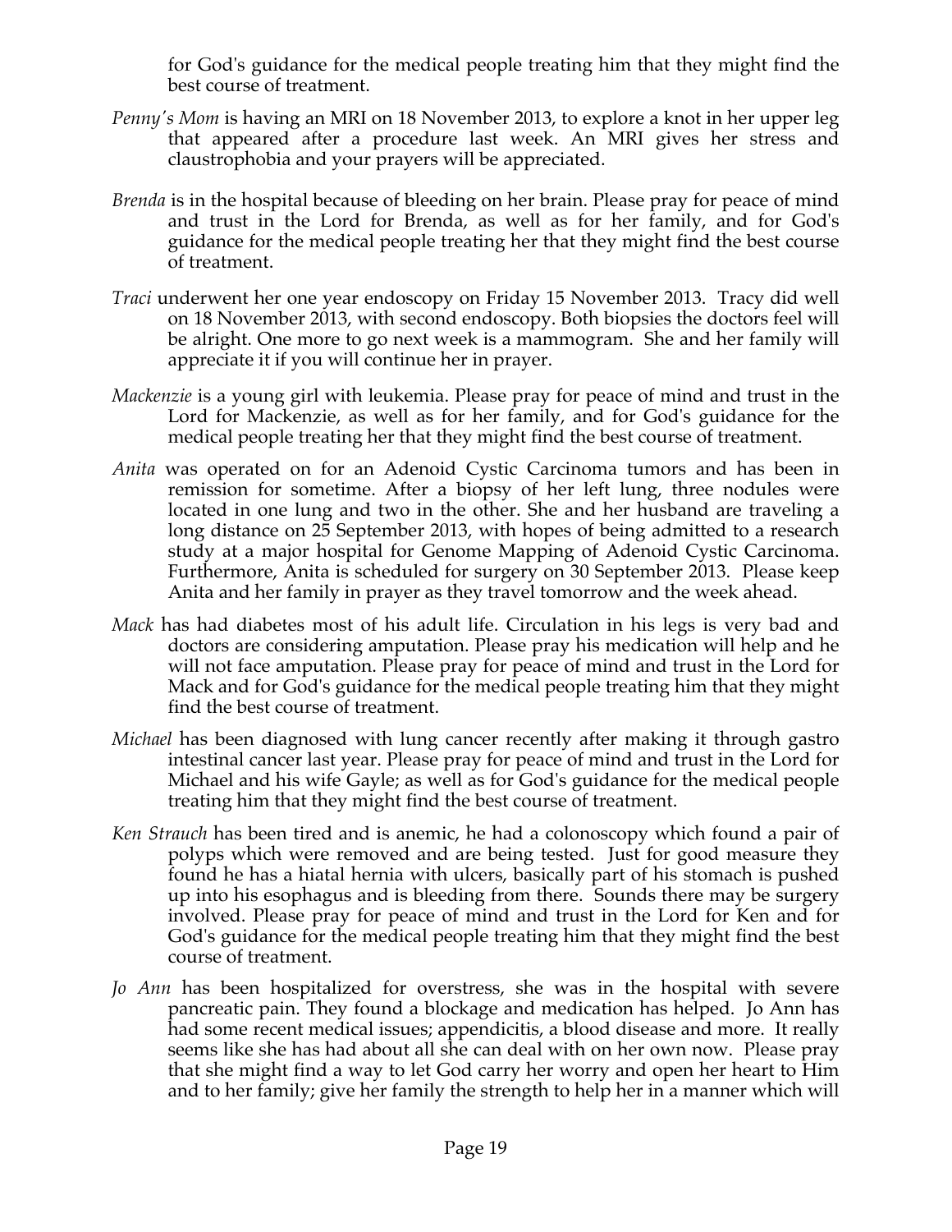for God's guidance for the medical people treating him that they might find the best course of treatment.

*Penny's Mom* is having an MRI on 18 November 2013, to explore a knot in her upper leg that appeared after a procedure last week. An MRI gives her stress and claustrophobia and your prayers will be appreciated.

*Brenda* is in the hospital because of bleeding on her brain. Please pray for peace of mind and trust in the Lord for Brenda, as well as for her family, and for God's guidance for the medical people treating her that they might find the best course of treatment.

*Traci* underwent her one year endoscopy on Friday 15 November 2013. Tracy did well on 18 November 2013, with second endoscopy. Both biopsies the doctors feel will be alright. One more to go next week is a mammogram. She and her family will appreciate it if you will continue her in prayer.

*Mackenzie* is a young girl with leukemia. Please pray for peace of mind and trust in the Lord for Mackenzie, as well as for her family, and for God's guidance for the medical people treating her that they might find the best course of treatment.

*Anita* was operated on for an Adenoid Cystic Carcinoma tumors and has been in remission for sometime. After a biopsy of her left lung, three nodules were located in one lung and two in the other. She and her husband are traveling a long distance on 25 September 2013, with hopes of being admitted to a research study at a major hospital for Genome Mapping of Adenoid Cystic Carcinoma. Furthermore, Anita is scheduled for surgery on 30 September 2013. Please keep Anita and her family in prayer as they travel tomorrow and the week ahead.

*Mack* has had diabetes most of his adult life. Circulation in his legs is very bad and doctors are considering amputation. Please pray his medication will help and he will not face amputation. Please pray for peace of mind and trust in the Lord for Mack and for God's guidance for the medical people treating him that they might find the best course of treatment.

*Michael* has been diagnosed with lung cancer recently after making it through gastro intestinal cancer last year. Please pray for peace of mind and trust in the Lord for Michael and his wife Gayle; as well as for God's guidance for the medical people treating him that they might find the best course of treatment.

*Ken Strauch* has been tired and is anemic, he had a colonoscopy which found a pair of polyps which were removed and are being tested. Just for good measure they found he has a hiatal hernia with ulcers, basically part of his stomach is pushed up into his esophagus and is bleeding from there. Sounds there may be surgery involved. Please pray for peace of mind and trust in the Lord for Ken and for God's guidance for the medical people treating him that they might find the best course of treatment.

*Jo Ann* has been hospitalized for overstress, she was in the hospital with severe pancreatic pain. They found a blockage and medication has helped. Jo Ann has had some recent medical issues; appendicitis, a blood disease and more. It really seems like she has had about all she can deal with on her own now. Please pray that she might find a way to let God carry her worry and open her heart to Him and to her family; give her family the strength to help her in a manner which will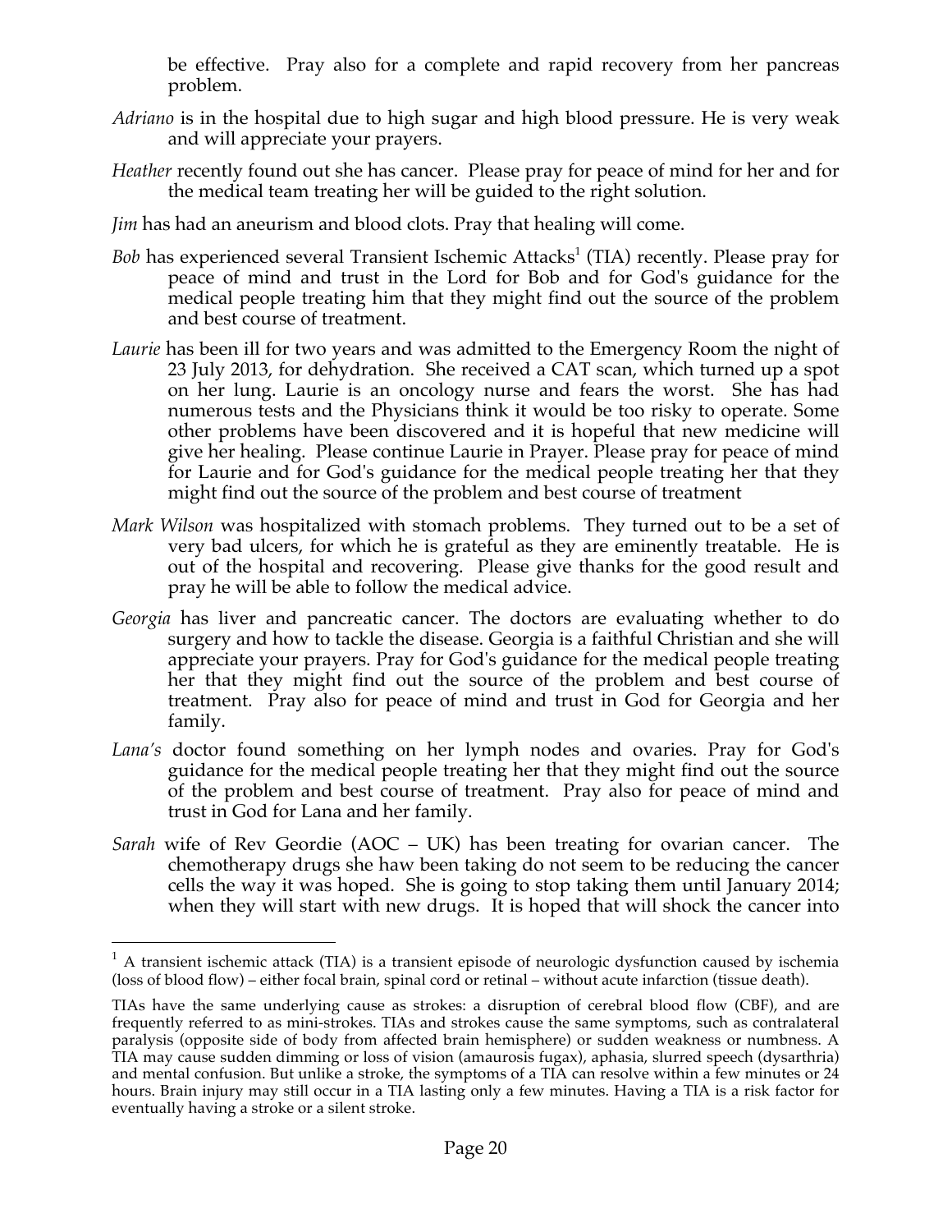be effective. Pray also for a complete and rapid recovery from her pancreas problem.

*Adriano* is in the hospital due to high sugar and high blood pressure. He is very weak and will appreciate your prayers.

*Heather* recently found out she has cancer. Please pray for peace of mind for her and for the medical team treating her will be guided to the right solution.

*Jim* has had an aneurism and blood clots. Pray that healing will come.

*Bob* has experienced several Transient Ischemic Attacks[1] (TIA) recently. Please pray for peace of mind and trust in the Lord for Bob and for God's guidance for the medical people treating him that they might find out the source of the problem and best course of treatment.

*Laurie* has been ill for two years and was admitted to the Emergency Room the night of 23 July 2013, for dehydration. She received a CAT scan, which turned up a spot on her lung. Laurie is an oncology nurse and fears the worst. She has had numerous tests and the Physicians think it would be too risky to operate. Some other problems have been discovered and it is hopeful that new medicine will give her healing. Please continue Laurie in Prayer. Please pray for peace of mind for Laurie and for God's guidance for the medical people treating her that they might find out the source of the problem and best course of treatment

*Mark Wilson* was hospitalized with stomach problems. They turned out to be a set of very bad ulcers, for which he is grateful as they are eminently treatable. He is out of the hospital and recovering. Please give thanks for the good result and pray he will be able to follow the medical advice.

*Georgia* has liver and pancreatic cancer. The doctors are evaluating whether to do surgery and how to tackle the disease. Georgia is a faithful Christian and she will appreciate your prayers. Pray for God's guidance for the medical people treating her that they might find out the source of the problem and best course of treatment. Pray also for peace of mind and trust in God for Georgia and her family.

*Lana's* doctor found something on her lymph nodes and ovaries. Pray for God's guidance for the medical people treating her that they might find out the source of the problem and best course of treatment. Pray also for peace of mind and trust in God for Lana and her family.

*Sarah* wife of Rev Geordie (AOC – UK) has been treating for ovarian cancer. The chemotherapy drugs she haw been taking do not seem to be reducing the cancer cells the way it was hoped. She is going to stop taking them until January 2014; when they will start with new drugs. It is hoped that will shock the cancer into

---

[1] A transient ischemic attack (TIA) is a transient episode of neurologic dysfunction caused by ischemia (loss of blood flow) – either focal brain, spinal cord or retinal – without acute infarction (tissue death).

TIAs have the same underlying cause as strokes: a disruption of cerebral blood flow (CBF), and are frequently referred to as mini-strokes. TIAs and strokes cause the same symptoms, such as contralateral paralysis (opposite side of body from affected brain hemisphere) or sudden weakness or numbness. A TIA may cause sudden dimming or loss of vision (amaurosis fugax), aphasia, slurred speech (dysarthria) and mental confusion. But unlike a stroke, the symptoms of a TIA can resolve within a few minutes or 24 hours. Brain injury may still occur in a TIA lasting only a few minutes. Having a TIA is a risk factor for eventually having a stroke or a silent stroke.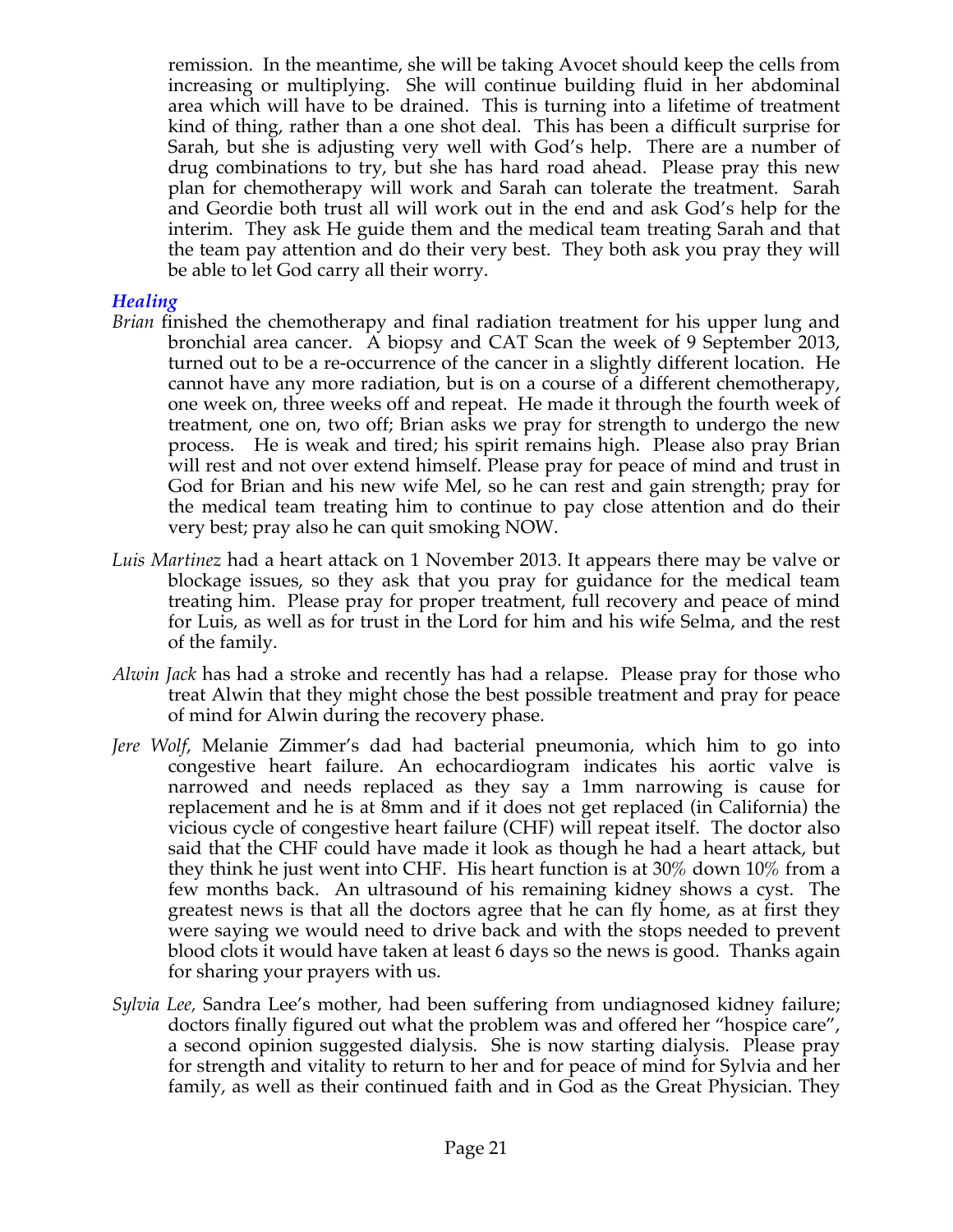remission. In the meantime, she will be taking Avocet should keep the cells from increasing or multiplying. She will continue building fluid in her abdominal area which will have to be drained. This is turning into a lifetime of treatment kind of thing, rather than a one shot deal. This has been a difficult surprise for Sarah, but she is adjusting very well with God's help. There are a number of drug combinations to try, but she has hard road ahead. Please pray this new plan for chemotherapy will work and Sarah can tolerate the treatment. Sarah and Geordie both trust all will work out in the end and ask God's help for the interim. They ask He guide them and the medical team treating Sarah and that the team pay attention and do their very best. They both ask you pray they will be able to let God carry all their worry.

### *Healing*

*Brian* finished the chemotherapy and final radiation treatment for his upper lung and bronchial area cancer. A biopsy and CAT Scan the week of 9 September 2013, turned out to be a re-occurrence of the cancer in a slightly different location. He cannot have any more radiation, but is on a course of a different chemotherapy, one week on, three weeks off and repeat. He made it through the fourth week of treatment, one on, two off; Brian asks we pray for strength to undergo the new process. He is weak and tired; his spirit remains high. Please also pray Brian will rest and not over extend himself. Please pray for peace of mind and trust in God for Brian and his new wife Mel, so he can rest and gain strength; pray for the medical team treating him to continue to pay close attention and do their very best; pray also he can quit smoking NOW.

*Luis Martinez* had a heart attack on 1 November 2013. It appears there may be valve or blockage issues, so they ask that you pray for guidance for the medical team treating him. Please pray for proper treatment, full recovery and peace of mind for Luis, as well as for trust in the Lord for him and his wife Selma, and the rest of the family.

*Alwin Jack* has had a stroke and recently has had a relapse. Please pray for those who treat Alwin that they might chose the best possible treatment and pray for peace of mind for Alwin during the recovery phase.

*Jere Wolf*, Melanie Zimmer's dad had bacterial pneumonia, which him to go into congestive heart failure. An echocardiogram indicates his aortic valve is narrowed and needs replaced as they say a 1mm narrowing is cause for replacement and he is at 8mm and if it does not get replaced (in California) the vicious cycle of congestive heart failure (CHF) will repeat itself. The doctor also said that the CHF could have made it look as though he had a heart attack, but they think he just went into CHF. His heart function is at 30% down 10% from a few months back. An ultrasound of his remaining kidney shows a cyst. The greatest news is that all the doctors agree that he can fly home, as at first they were saying we would need to drive back and with the stops needed to prevent blood clots it would have taken at least 6 days so the news is good. Thanks again for sharing your prayers with us.

*Sylvia Lee*, Sandra Lee's mother, had been suffering from undiagnosed kidney failure; doctors finally figured out what the problem was and offered her "hospice care", a second opinion suggested dialysis. She is now starting dialysis. Please pray for strength and vitality to return to her and for peace of mind for Sylvia and her family, as well as their continued faith and in God as the Great Physician. They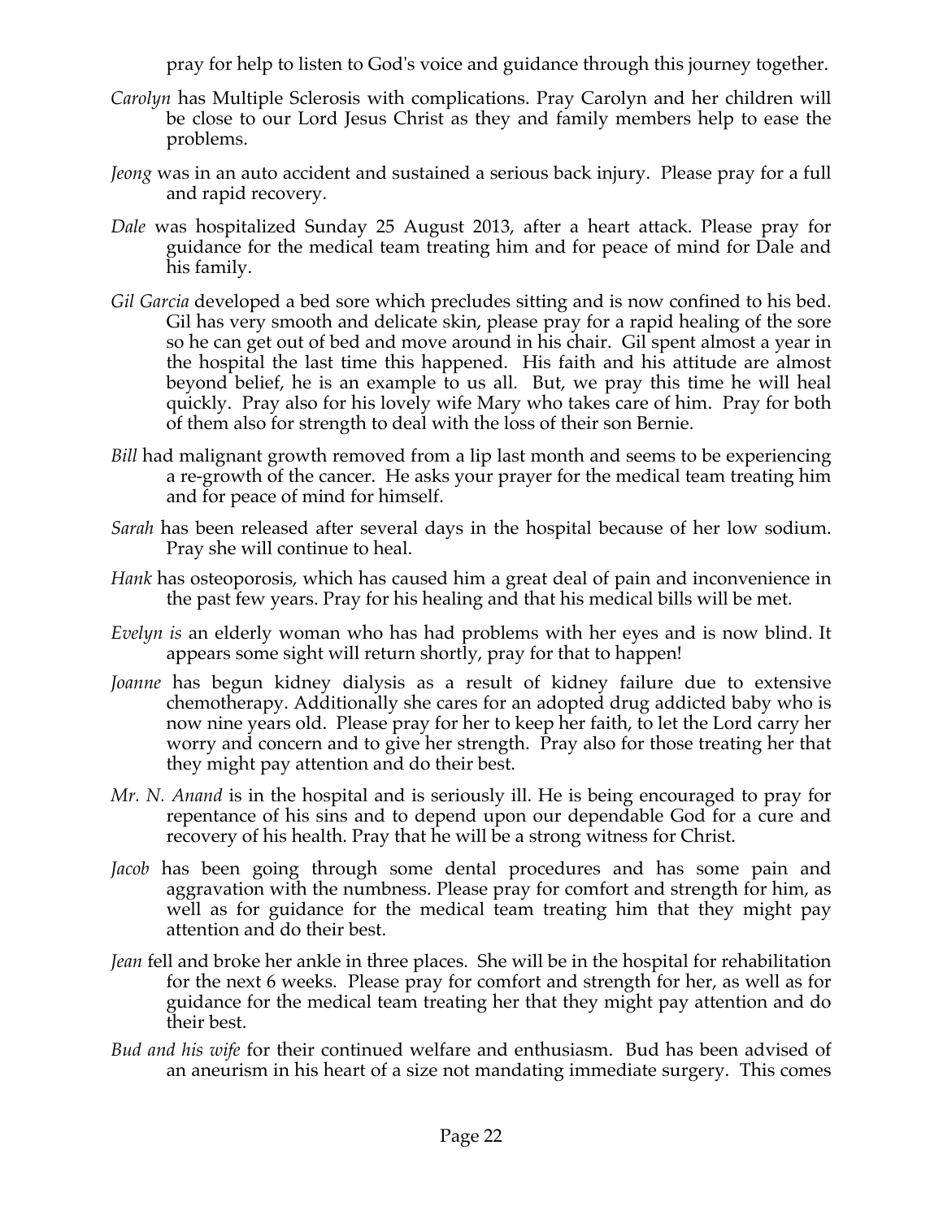pray for help to listen to God's voice and guidance through this journey together.

*Carolyn* has Multiple Sclerosis with complications. Pray Carolyn and her children will be close to our Lord Jesus Christ as they and family members help to ease the problems.

*Jeong* was in an auto accident and sustained a serious back injury. Please pray for a full and rapid recovery.

*Dale* was hospitalized Sunday 25 August 2013, after a heart attack. Please pray for guidance for the medical team treating him and for peace of mind for Dale and his family.

*Gil Garcia* developed a bed sore which precludes sitting and is now confined to his bed. Gil has very smooth and delicate skin, please pray for a rapid healing of the sore so he can get out of bed and move around in his chair. Gil spent almost a year in the hospital the last time this happened. His faith and his attitude are almost beyond belief, he is an example to us all. But, we pray this time he will heal quickly. Pray also for his lovely wife Mary who takes care of him. Pray for both of them also for strength to deal with the loss of their son Bernie.

*Bill* had malignant growth removed from a lip last month and seems to be experiencing a re-growth of the cancer. He asks your prayer for the medical team treating him and for peace of mind for himself.

*Sarah* has been released after several days in the hospital because of her low sodium. Pray she will continue to heal.

*Hank* has osteoporosis, which has caused him a great deal of pain and inconvenience in the past few years. Pray for his healing and that his medical bills will be met.

*Evelyn is* an elderly woman who has had problems with her eyes and is now blind. It appears some sight will return shortly, pray for that to happen!

*Joanne* has begun kidney dialysis as a result of kidney failure due to extensive chemotherapy. Additionally she cares for an adopted drug addicted baby who is now nine years old. Please pray for her to keep her faith, to let the Lord carry her worry and concern and to give her strength. Pray also for those treating her that they might pay attention and do their best.

*Mr. N. Anand* is in the hospital and is seriously ill. He is being encouraged to pray for repentance of his sins and to depend upon our dependable God for a cure and recovery of his health. Pray that he will be a strong witness for Christ.

*Jacob* has been going through some dental procedures and has some pain and aggravation with the numbness. Please pray for comfort and strength for him, as well as for guidance for the medical team treating him that they might pay attention and do their best.

*Jean* fell and broke her ankle in three places. She will be in the hospital for rehabilitation for the next 6 weeks. Please pray for comfort and strength for her, as well as for guidance for the medical team treating her that they might pay attention and do their best.

*Bud and his wife* for their continued welfare and enthusiasm. Bud has been advised of an aneurism in his heart of a size not mandating immediate surgery. This comes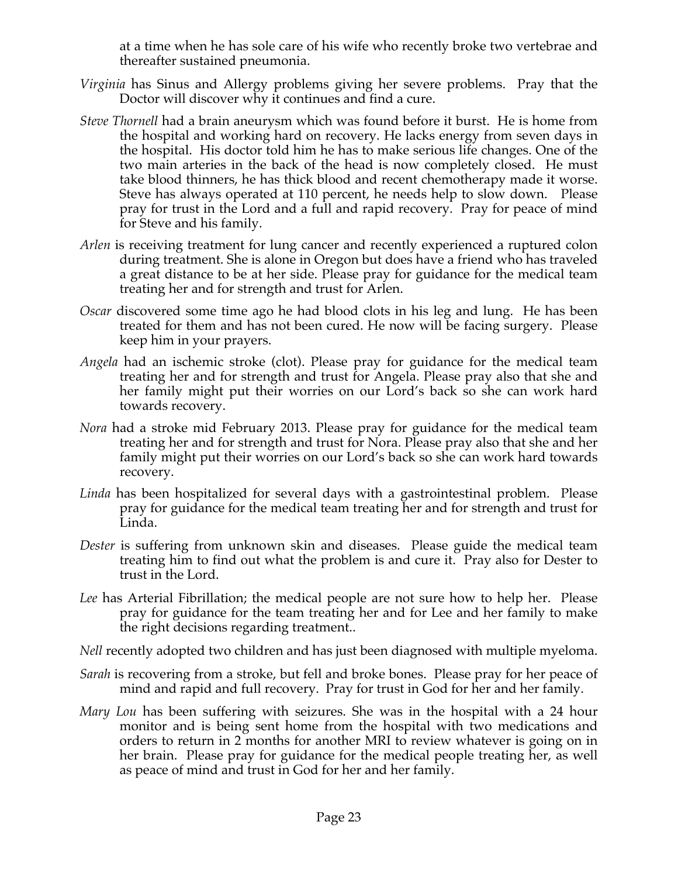at a time when he has sole care of his wife who recently broke two vertebrae and thereafter sustained pneumonia.

*Virginia* has Sinus and Allergy problems giving her severe problems. Pray that the Doctor will discover why it continues and find a cure.

*Steve Thornell* had a brain aneurysm which was found before it burst. He is home from the hospital and working hard on recovery. He lacks energy from seven days in the hospital. His doctor told him he has to make serious life changes. One of the two main arteries in the back of the head is now completely closed. He must take blood thinners, he has thick blood and recent chemotherapy made it worse. Steve has always operated at 110 percent, he needs help to slow down. Please pray for trust in the Lord and a full and rapid recovery. Pray for peace of mind for Steve and his family.

*Arlen* is receiving treatment for lung cancer and recently experienced a ruptured colon during treatment. She is alone in Oregon but does have a friend who has traveled a great distance to be at her side. Please pray for guidance for the medical team treating her and for strength and trust for Arlen.

*Oscar* discovered some time ago he had blood clots in his leg and lung. He has been treated for them and has not been cured. He now will be facing surgery. Please keep him in your prayers.

*Angela* had an ischemic stroke (clot). Please pray for guidance for the medical team treating her and for strength and trust for Angela. Please pray also that she and her family might put their worries on our Lord's back so she can work hard towards recovery.

*Nora* had a stroke mid February 2013. Please pray for guidance for the medical team treating her and for strength and trust for Nora. Please pray also that she and her family might put their worries on our Lord's back so she can work hard towards recovery.

*Linda* has been hospitalized for several days with a gastrointestinal problem. Please pray for guidance for the medical team treating her and for strength and trust for Linda.

*Dester* is suffering from unknown skin and diseases. Please guide the medical team treating him to find out what the problem is and cure it. Pray also for Dester to trust in the Lord.

*Lee* has Arterial Fibrillation; the medical people are not sure how to help her. Please pray for guidance for the team treating her and for Lee and her family to make the right decisions regarding treatment..

*Nell* recently adopted two children and has just been diagnosed with multiple myeloma.

*Sarah* is recovering from a stroke, but fell and broke bones. Please pray for her peace of mind and rapid and full recovery. Pray for trust in God for her and her family.

*Mary Lou* has been suffering with seizures. She was in the hospital with a 24 hour monitor and is being sent home from the hospital with two medications and orders to return in 2 months for another MRI to review whatever is going on in her brain. Please pray for guidance for the medical people treating her, as well as peace of mind and trust in God for her and her family.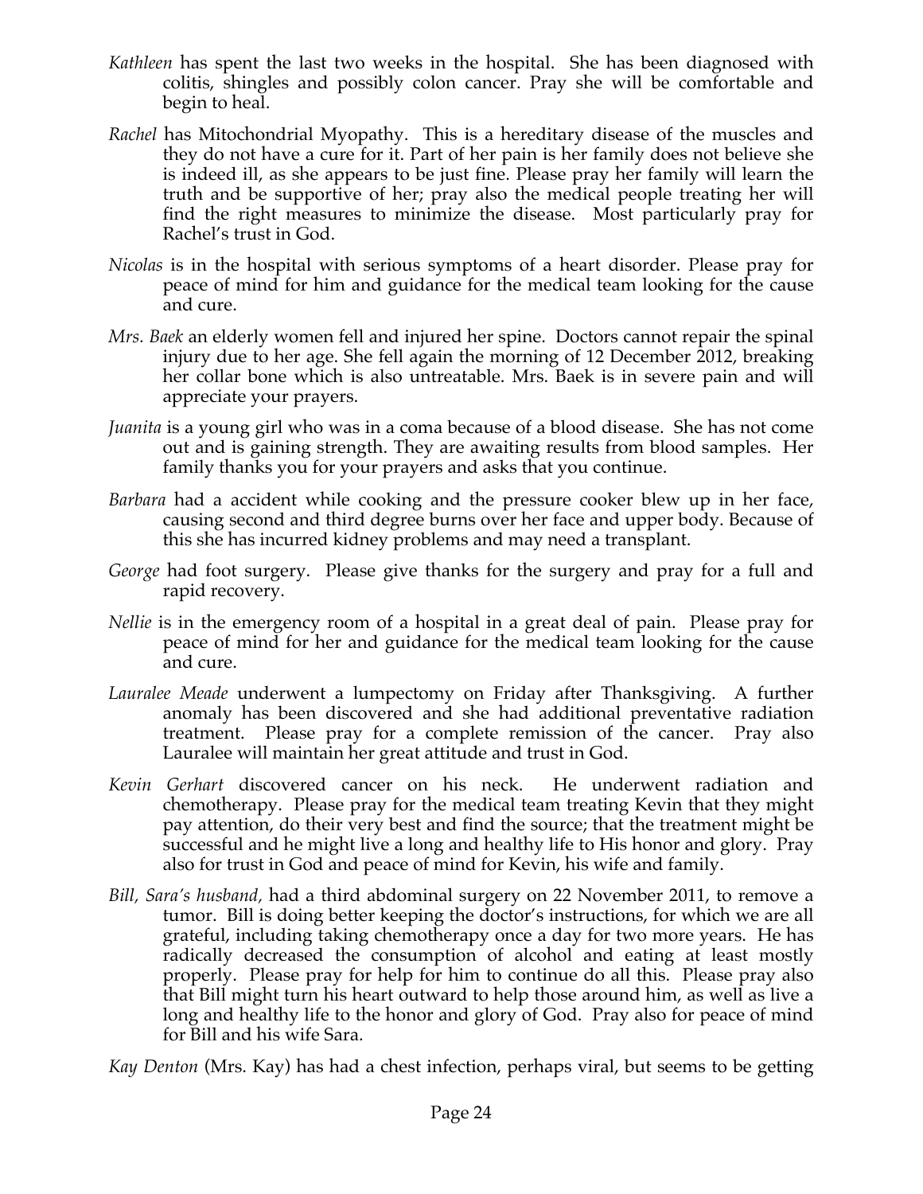*Kathleen* has spent the last two weeks in the hospital. She has been diagnosed with colitis, shingles and possibly colon cancer. Pray she will be comfortable and begin to heal.

*Rachel* has Mitochondrial Myopathy. This is a hereditary disease of the muscles and they do not have a cure for it. Part of her pain is her family does not believe she is indeed ill, as she appears to be just fine. Please pray her family will learn the truth and be supportive of her; pray also the medical people treating her will find the right measures to minimize the disease. Most particularly pray for Rachel's trust in God.

*Nicolas* is in the hospital with serious symptoms of a heart disorder. Please pray for peace of mind for him and guidance for the medical team looking for the cause and cure.

*Mrs. Baek* an elderly women fell and injured her spine. Doctors cannot repair the spinal injury due to her age. She fell again the morning of 12 December 2012, breaking her collar bone which is also untreatable. Mrs. Baek is in severe pain and will appreciate your prayers.

*Juanita* is a young girl who was in a coma because of a blood disease. She has not come out and is gaining strength. They are awaiting results from blood samples. Her family thanks you for your prayers and asks that you continue.

*Barbara* had a accident while cooking and the pressure cooker blew up in her face, causing second and third degree burns over her face and upper body. Because of this she has incurred kidney problems and may need a transplant.

*George* had foot surgery. Please give thanks for the surgery and pray for a full and rapid recovery.

*Nellie* is in the emergency room of a hospital in a great deal of pain. Please pray for peace of mind for her and guidance for the medical team looking for the cause and cure.

*Lauralee Meade* underwent a lumpectomy on Friday after Thanksgiving. A further anomaly has been discovered and she had additional preventative radiation treatment. Please pray for a complete remission of the cancer. Pray also Lauralee will maintain her great attitude and trust in God.

*Kevin Gerhart* discovered cancer on his neck. He underwent radiation and chemotherapy. Please pray for the medical team treating Kevin that they might pay attention, do their very best and find the source; that the treatment might be successful and he might live a long and healthy life to His honor and glory. Pray also for trust in God and peace of mind for Kevin, his wife and family.

*Bill, Sara's husband,* had a third abdominal surgery on 22 November 2011, to remove a tumor. Bill is doing better keeping the doctor's instructions, for which we are all grateful, including taking chemotherapy once a day for two more years. He has radically decreased the consumption of alcohol and eating at least mostly properly. Please pray for help for him to continue do all this. Please pray also that Bill might turn his heart outward to help those around him, as well as live a long and healthy life to the honor and glory of God. Pray also for peace of mind for Bill and his wife Sara.

*Kay Denton* (Mrs. Kay) has had a chest infection, perhaps viral, but seems to be getting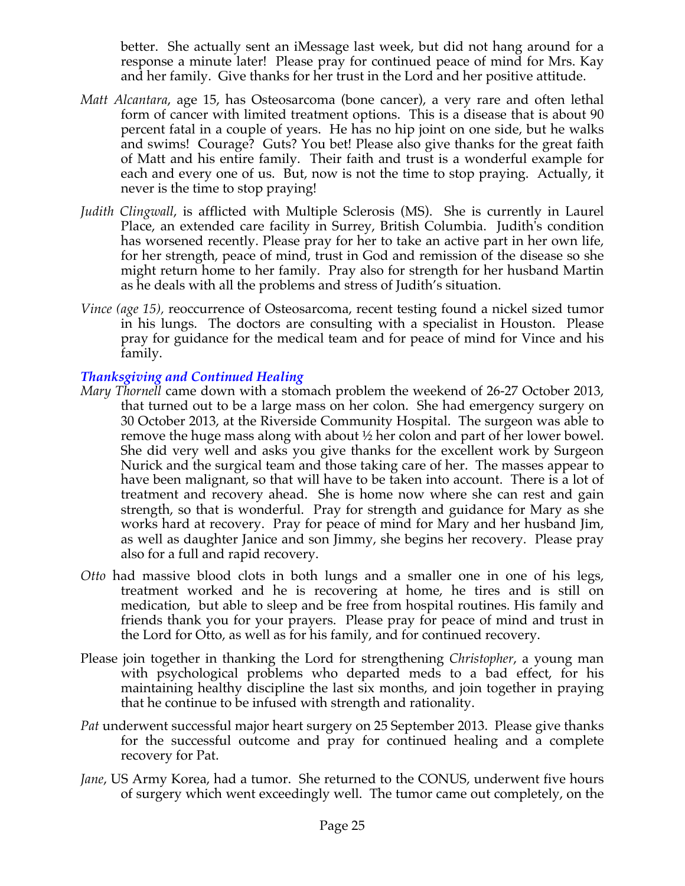better. She actually sent an iMessage last week, but did not hang around for a response a minute later! Please pray for continued peace of mind for Mrs. Kay and her family. Give thanks for her trust in the Lord and her positive attitude.

*Matt Alcantara*, age 15, has Osteosarcoma (bone cancer), a very rare and often lethal form of cancer with limited treatment options. This is a disease that is about 90 percent fatal in a couple of years. He has no hip joint on one side, but he walks and swims! Courage? Guts? You bet! Please also give thanks for the great faith of Matt and his entire family. Their faith and trust is a wonderful example for each and every one of us. But, now is not the time to stop praying. Actually, it never is the time to stop praying!

*Judith Clingwall*, is afflicted with Multiple Sclerosis (MS). She is currently in Laurel Place, an extended care facility in Surrey, British Columbia. Judith's condition has worsened recently. Please pray for her to take an active part in her own life, for her strength, peace of mind, trust in God and remission of the disease so she might return home to her family. Pray also for strength for her husband Martin as he deals with all the problems and stress of Judith's situation.

*Vince (age 15)*, reoccurrence of Osteosarcoma, recent testing found a nickel sized tumor in his lungs. The doctors are consulting with a specialist in Houston. Please pray for guidance for the medical team and for peace of mind for Vince and his family.

### *Thanksgiving and Continued Healing*

*Mary Thornell* came down with a stomach problem the weekend of 26-27 October 2013, that turned out to be a large mass on her colon. She had emergency surgery on 30 October 2013, at the Riverside Community Hospital. The surgeon was able to remove the huge mass along with about ½ her colon and part of her lower bowel. She did very well and asks you give thanks for the excellent work by Surgeon Nurick and the surgical team and those taking care of her. The masses appear to have been malignant, so that will have to be taken into account. There is a lot of treatment and recovery ahead. She is home now where she can rest and gain strength, so that is wonderful. Pray for strength and guidance for Mary as she works hard at recovery. Pray for peace of mind for Mary and her husband Jim, as well as daughter Janice and son Jimmy, she begins her recovery. Please pray also for a full and rapid recovery.

*Otto* had massive blood clots in both lungs and a smaller one in one of his legs, treatment worked and he is recovering at home, he tires and is still on medication, but able to sleep and be free from hospital routines. His family and friends thank you for your prayers. Please pray for peace of mind and trust in the Lord for Otto, as well as for his family, and for continued recovery.

Please join together in thanking the Lord for strengthening *Christopher*, a young man with psychological problems who departed meds to a bad effect, for his maintaining healthy discipline the last six months, and join together in praying that he continue to be infused with strength and rationality.

*Pat* underwent successful major heart surgery on 25 September 2013. Please give thanks for the successful outcome and pray for continued healing and a complete recovery for Pat.

*Jane*, US Army Korea, had a tumor. She returned to the CONUS, underwent five hours of surgery which went exceedingly well. The tumor came out completely, on the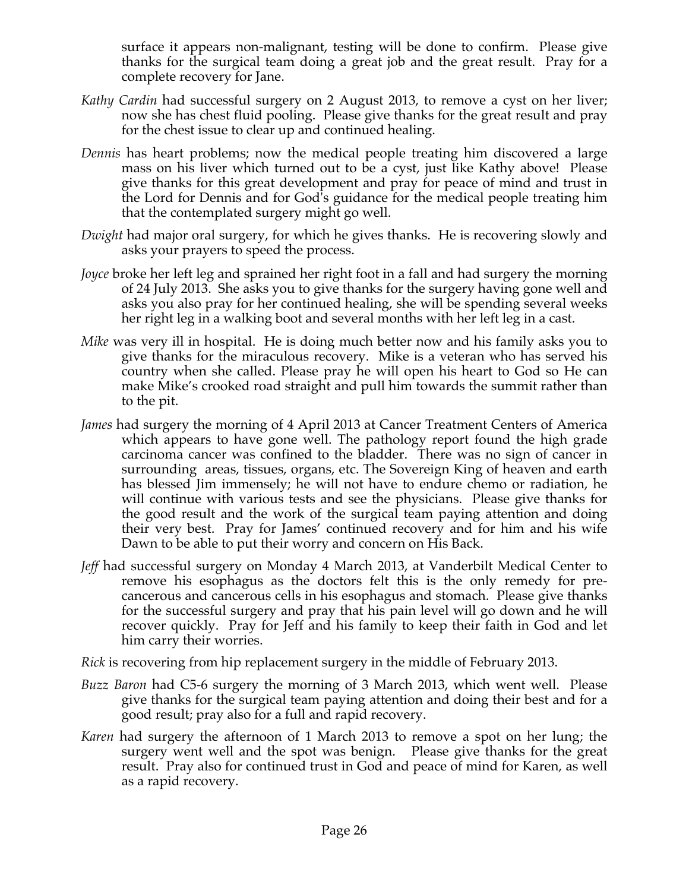surface it appears non-malignant, testing will be done to confirm. Please give thanks for the surgical team doing a great job and the great result. Pray for a complete recovery for Jane.

*Kathy Cardin* had successful surgery on 2 August 2013, to remove a cyst on her liver; now she has chest fluid pooling. Please give thanks for the great result and pray for the chest issue to clear up and continued healing.

*Dennis* has heart problems; now the medical people treating him discovered a large mass on his liver which turned out to be a cyst, just like Kathy above! Please give thanks for this great development and pray for peace of mind and trust in the Lord for Dennis and for God's guidance for the medical people treating him that the contemplated surgery might go well.

*Dwight* had major oral surgery, for which he gives thanks. He is recovering slowly and asks your prayers to speed the process.

*Joyce* broke her left leg and sprained her right foot in a fall and had surgery the morning of 24 July 2013. She asks you to give thanks for the surgery having gone well and asks you also pray for her continued healing, she will be spending several weeks her right leg in a walking boot and several months with her left leg in a cast.

*Mike* was very ill in hospital. He is doing much better now and his family asks you to give thanks for the miraculous recovery. Mike is a veteran who has served his country when she called. Please pray he will open his heart to God so He can make Mike's crooked road straight and pull him towards the summit rather than to the pit.

*James* had surgery the morning of 4 April 2013 at Cancer Treatment Centers of America which appears to have gone well. The pathology report found the high grade carcinoma cancer was confined to the bladder. There was no sign of cancer in surrounding areas, tissues, organs, etc. The Sovereign King of heaven and earth has blessed Jim immensely; he will not have to endure chemo or radiation, he will continue with various tests and see the physicians. Please give thanks for the good result and the work of the surgical team paying attention and doing their very best. Pray for James' continued recovery and for him and his wife Dawn to be able to put their worry and concern on His Back.

*Jeff* had successful surgery on Monday 4 March 2013, at Vanderbilt Medical Center to remove his esophagus as the doctors felt this is the only remedy for pre-cancerous and cancerous cells in his esophagus and stomach. Please give thanks for the successful surgery and pray that his pain level will go down and he will recover quickly. Pray for Jeff and his family to keep their faith in God and let him carry their worries.

*Rick* is recovering from hip replacement surgery in the middle of February 2013.

*Buzz Baron* had C5-6 surgery the morning of 3 March 2013, which went well. Please give thanks for the surgical team paying attention and doing their best and for a good result; pray also for a full and rapid recovery.

*Karen* had surgery the afternoon of 1 March 2013 to remove a spot on her lung; the surgery went well and the spot was benign. Please give thanks for the great result. Pray also for continued trust in God and peace of mind for Karen, as well as a rapid recovery.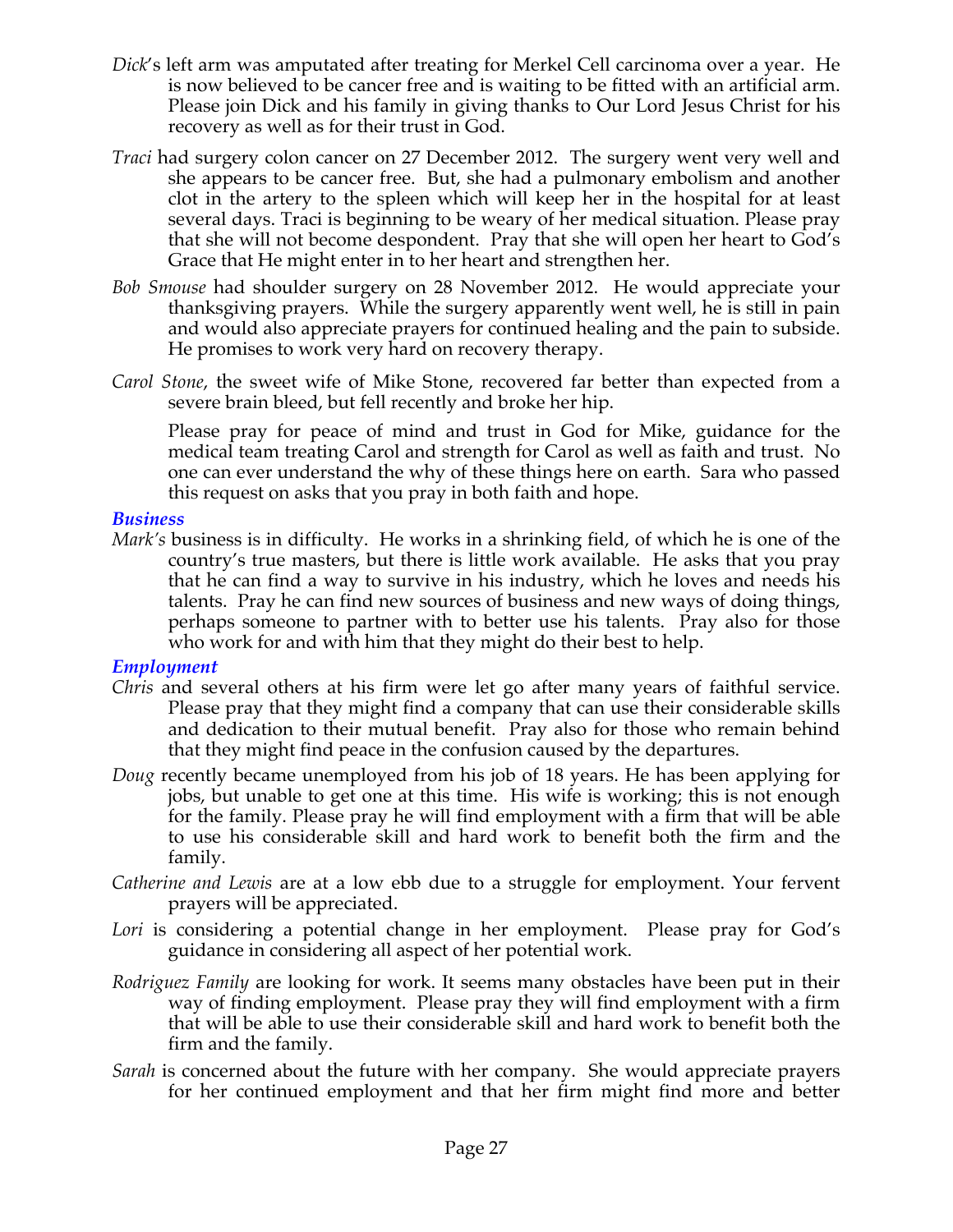*Dick*'s left arm was amputated after treating for Merkel Cell carcinoma over a year. He is now believed to be cancer free and is waiting to be fitted with an artificial arm. Please join Dick and his family in giving thanks to Our Lord Jesus Christ for his recovery as well as for their trust in God.

*Traci* had surgery colon cancer on 27 December 2012. The surgery went very well and she appears to be cancer free. But, she had a pulmonary embolism and another clot in the artery to the spleen which will keep her in the hospital for at least several days. Traci is beginning to be weary of her medical situation. Please pray that she will not become despondent. Pray that she will open her heart to God's Grace that He might enter in to her heart and strengthen her.

*Bob Smouse* had shoulder surgery on 28 November 2012. He would appreciate your thanksgiving prayers. While the surgery apparently went well, he is still in pain and would also appreciate prayers for continued healing and the pain to subside. He promises to work very hard on recovery therapy.

*Carol Stone*, the sweet wife of Mike Stone, recovered far better than expected from a severe brain bleed, but fell recently and broke her hip.

Please pray for peace of mind and trust in God for Mike, guidance for the medical team treating Carol and strength for Carol as well as faith and trust. No one can ever understand the why of these things here on earth. Sara who passed this request on asks that you pray in both faith and hope.

### *Business*

*Mark's* business is in difficulty. He works in a shrinking field, of which he is one of the country's true masters, but there is little work available. He asks that you pray that he can find a way to survive in his industry, which he loves and needs his talents. Pray he can find new sources of business and new ways of doing things, perhaps someone to partner with to better use his talents. Pray also for those who work for and with him that they might do their best to help.

### *Employment*

*Chris* and several others at his firm were let go after many years of faithful service. Please pray that they might find a company that can use their considerable skills and dedication to their mutual benefit. Pray also for those who remain behind that they might find peace in the confusion caused by the departures.

*Doug* recently became unemployed from his job of 18 years. He has been applying for jobs, but unable to get one at this time. His wife is working; this is not enough for the family. Please pray he will find employment with a firm that will be able to use his considerable skill and hard work to benefit both the firm and the family.

*Catherine and Lewis* are at a low ebb due to a struggle for employment. Your fervent prayers will be appreciated.

*Lori* is considering a potential change in her employment. Please pray for God's guidance in considering all aspect of her potential work.

*Rodriguez Family* are looking for work. It seems many obstacles have been put in their way of finding employment. Please pray they will find employment with a firm that will be able to use their considerable skill and hard work to benefit both the firm and the family.

*Sarah* is concerned about the future with her company. She would appreciate prayers for her continued employment and that her firm might find more and better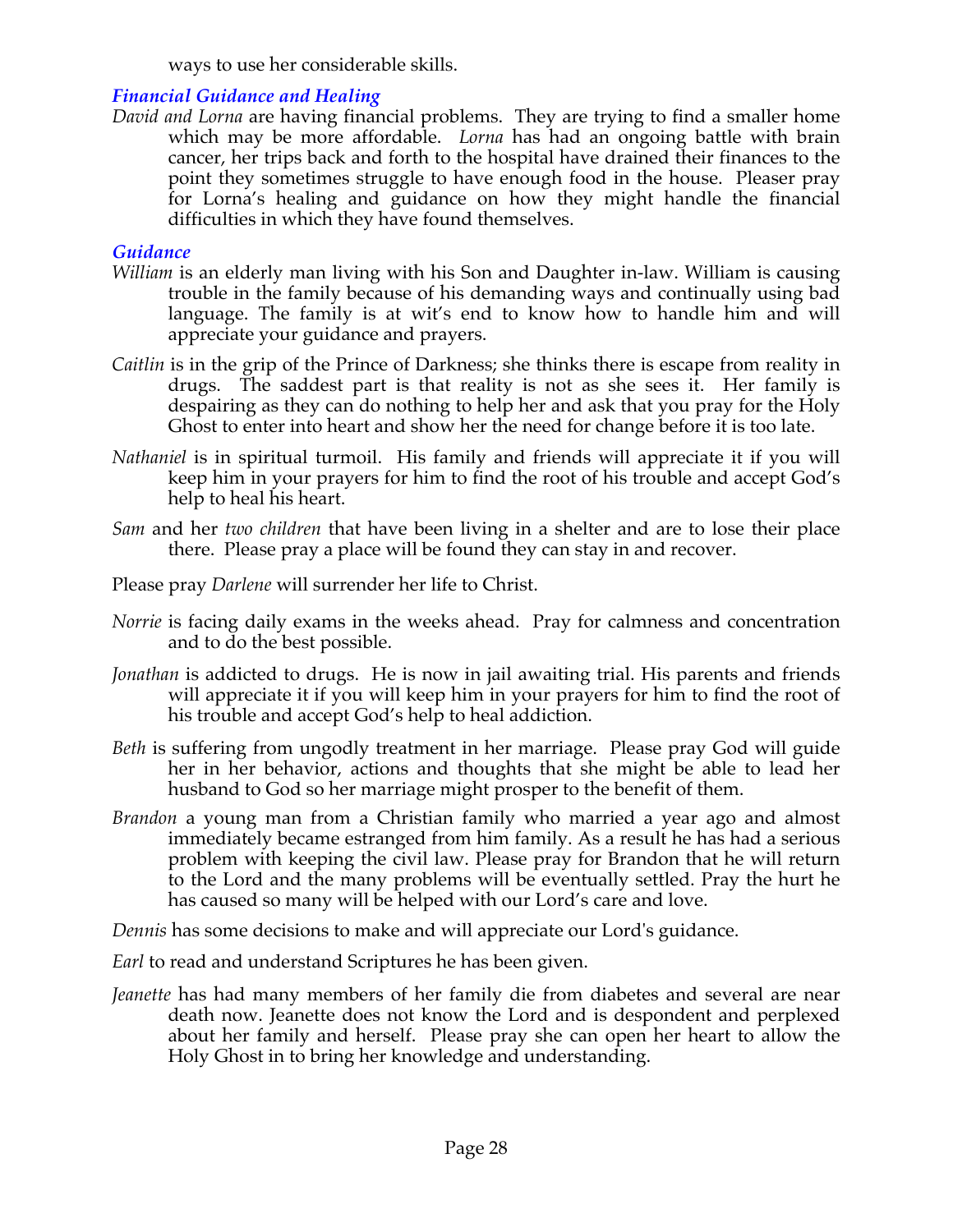ways to use her considerable skills.

### *Financial Guidance and Healing*

*David and Lorna* are having financial problems. They are trying to find a smaller home which may be more affordable. *Lorna* has had an ongoing battle with brain cancer, her trips back and forth to the hospital have drained their finances to the point they sometimes struggle to have enough food in the house. Pleaser pray for Lorna's healing and guidance on how they might handle the financial difficulties in which they have found themselves.

### *Guidance*

*William* is an elderly man living with his Son and Daughter in-law. William is causing trouble in the family because of his demanding ways and continually using bad language. The family is at wit's end to know how to handle him and will appreciate your guidance and prayers.

*Caitlin* is in the grip of the Prince of Darkness; she thinks there is escape from reality in drugs. The saddest part is that reality is not as she sees it. Her family is despairing as they can do nothing to help her and ask that you pray for the Holy Ghost to enter into heart and show her the need for change before it is too late.

*Nathaniel* is in spiritual turmoil. His family and friends will appreciate it if you will keep him in your prayers for him to find the root of his trouble and accept God's help to heal his heart.

*Sam* and her *two children* that have been living in a shelter and are to lose their place there. Please pray a place will be found they can stay in and recover.

Please pray *Darlene* will surrender her life to Christ.

*Norrie* is facing daily exams in the weeks ahead. Pray for calmness and concentration and to do the best possible.

*Jonathan* is addicted to drugs. He is now in jail awaiting trial. His parents and friends will appreciate it if you will keep him in your prayers for him to find the root of his trouble and accept God's help to heal addiction.

*Beth* is suffering from ungodly treatment in her marriage. Please pray God will guide her in her behavior, actions and thoughts that she might be able to lead her husband to God so her marriage might prosper to the benefit of them.

*Brandon* a young man from a Christian family who married a year ago and almost immediately became estranged from him family. As a result he has had a serious problem with keeping the civil law. Please pray for Brandon that he will return to the Lord and the many problems will be eventually settled. Pray the hurt he has caused so many will be helped with our Lord's care and love.

*Dennis* has some decisions to make and will appreciate our Lord's guidance.

*Earl* to read and understand Scriptures he has been given.

*Jeanette* has had many members of her family die from diabetes and several are near death now. Jeanette does not know the Lord and is despondent and perplexed about her family and herself. Please pray she can open her heart to allow the Holy Ghost in to bring her knowledge and understanding.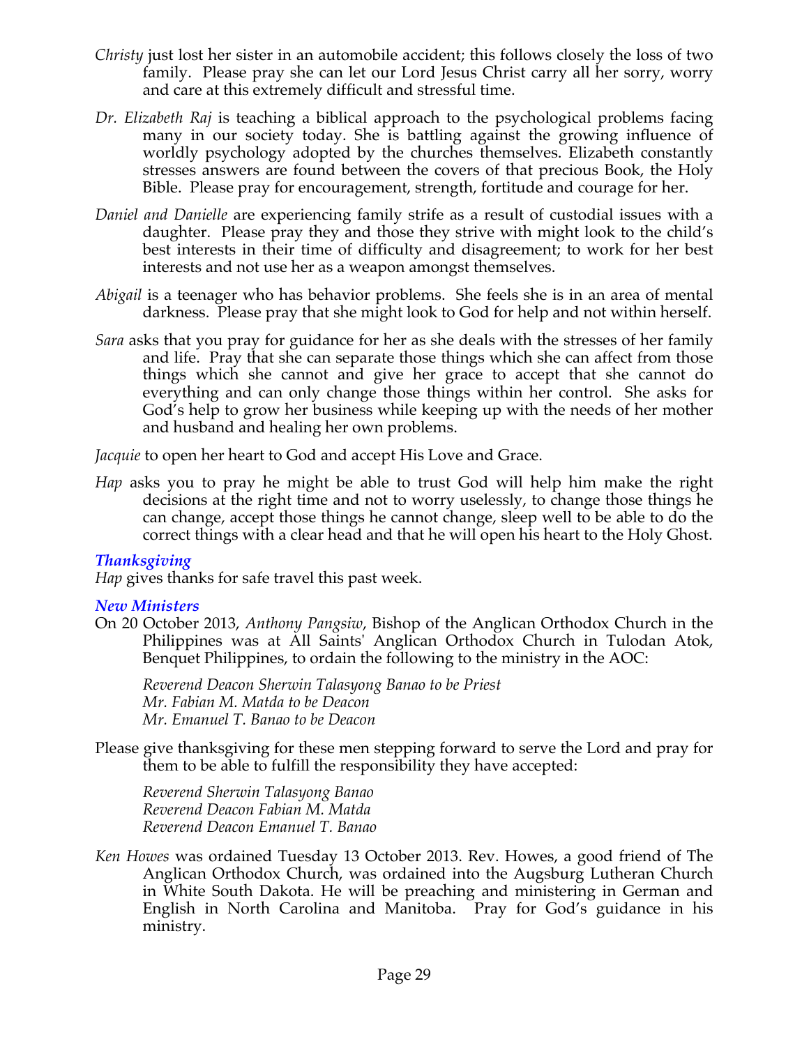*Christy* just lost her sister in an automobile accident; this follows closely the loss of two family. Please pray she can let our Lord Jesus Christ carry all her sorry, worry and care at this extremely difficult and stressful time.

*Dr. Elizabeth Raj* is teaching a biblical approach to the psychological problems facing many in our society today. She is battling against the growing influence of worldly psychology adopted by the churches themselves. Elizabeth constantly stresses answers are found between the covers of that precious Book, the Holy Bible. Please pray for encouragement, strength, fortitude and courage for her.

*Daniel and Danielle* are experiencing family strife as a result of custodial issues with a daughter. Please pray they and those they strive with might look to the child's best interests in their time of difficulty and disagreement; to work for her best interests and not use her as a weapon amongst themselves.

*Abigail* is a teenager who has behavior problems. She feels she is in an area of mental darkness. Please pray that she might look to God for help and not within herself.

*Sara* asks that you pray for guidance for her as she deals with the stresses of her family and life. Pray that she can separate those things which she can affect from those things which she cannot and give her grace to accept that she cannot do everything and can only change those things within her control. She asks for God's help to grow her business while keeping up with the needs of her mother and husband and healing her own problems.

*Jacquie* to open her heart to God and accept His Love and Grace.

*Hap* asks you to pray he might be able to trust God will help him make the right decisions at the right time and not to worry uselessly, to change those things he can change, accept those things he cannot change, sleep well to be able to do the correct things with a clear head and that he will open his heart to the Holy Ghost.

### *Thanksgiving*

*Hap* gives thanks for safe travel this past week.

### *New Ministers*

On 20 October 2013, *Anthony Pangsiw*, Bishop of the Anglican Orthodox Church in the Philippines was at All Saints' Anglican Orthodox Church in Tulodan Atok, Benquet Philippines, to ordain the following to the ministry in the AOC:

*Reverend Deacon Sherwin Talasyong Banao to be Priest*
*Mr. Fabian M. Matda to be Deacon*
*Mr. Emanuel T. Banao to be Deacon*

Please give thanksgiving for these men stepping forward to serve the Lord and pray for them to be able to fulfill the responsibility they have accepted:

*Reverend Sherwin Talasyong Banao*
*Reverend Deacon Fabian M. Matda*
*Reverend Deacon Emanuel T. Banao*

*Ken Howes* was ordained Tuesday 13 October 2013. Rev. Howes, a good friend of The Anglican Orthodox Church, was ordained into the Augsburg Lutheran Church in White South Dakota. He will be preaching and ministering in German and English in North Carolina and Manitoba. Pray for God's guidance in his ministry.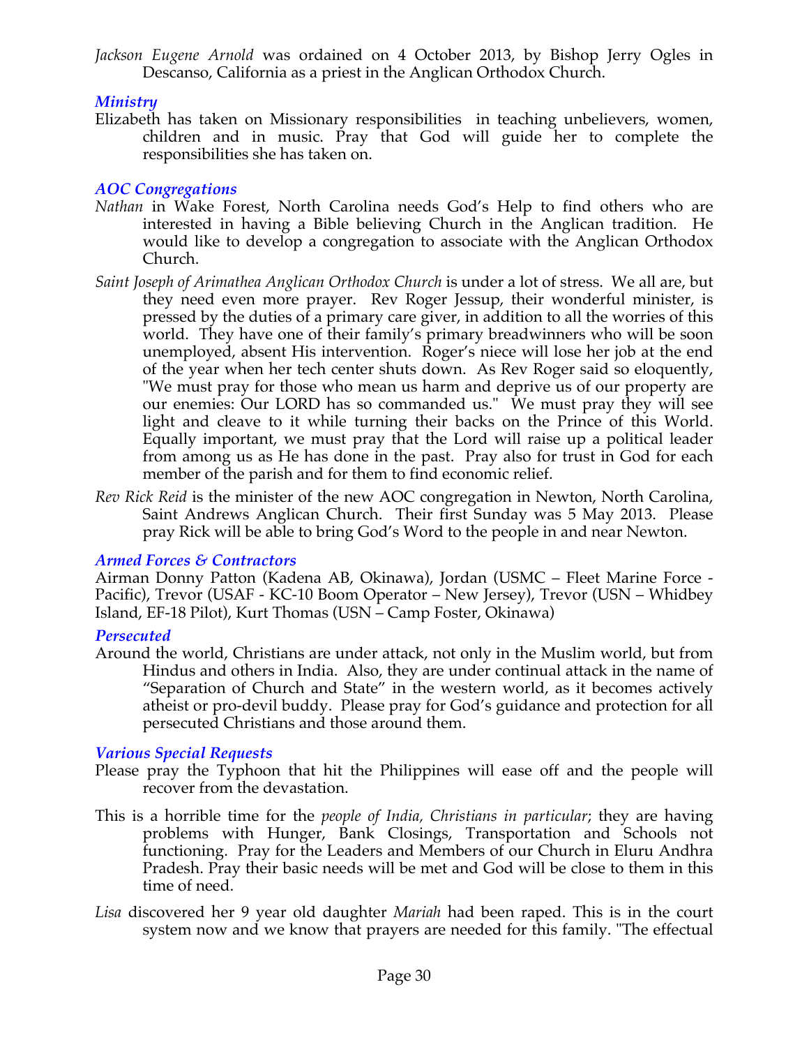*Jackson Eugene Arnold* was ordained on 4 October 2013, by Bishop Jerry Ogles in Descanso, California as a priest in the Anglican Orthodox Church.

### *Ministry*

Elizabeth has taken on Missionary responsibilities in teaching unbelievers, women, children and in music. Pray that God will guide her to complete the responsibilities she has taken on.

### *AOC Congregations*

*Nathan* in Wake Forest, North Carolina needs God's Help to find others who are interested in having a Bible believing Church in the Anglican tradition. He would like to develop a congregation to associate with the Anglican Orthodox Church.

*Saint Joseph of Arimathea Anglican Orthodox Church* is under a lot of stress. We all are, but they need even more prayer. Rev Roger Jessup, their wonderful minister, is pressed by the duties of a primary care giver, in addition to all the worries of this world. They have one of their family's primary breadwinners who will be soon unemployed, absent His intervention. Roger's niece will lose her job at the end of the year when her tech center shuts down. As Rev Roger said so eloquently, "We must pray for those who mean us harm and deprive us of our property are our enemies: Our LORD has so commanded us." We must pray they will see light and cleave to it while turning their backs on the Prince of this World. Equally important, we must pray that the Lord will raise up a political leader from among us as He has done in the past. Pray also for trust in God for each member of the parish and for them to find economic relief.

*Rev Rick Reid* is the minister of the new AOC congregation in Newton, North Carolina, Saint Andrews Anglican Church. Their first Sunday was 5 May 2013. Please pray Rick will be able to bring God's Word to the people in and near Newton.

### *Armed Forces & Contractors*

Airman Donny Patton (Kadena AB, Okinawa), Jordan (USMC – Fleet Marine Force - Pacific), Trevor (USAF - KC-10 Boom Operator – New Jersey), Trevor (USN – Whidbey Island, EF-18 Pilot), Kurt Thomas (USN – Camp Foster, Okinawa)

### *Persecuted*

Around the world, Christians are under attack, not only in the Muslim world, but from Hindus and others in India. Also, they are under continual attack in the name of "Separation of Church and State" in the western world, as it becomes actively atheist or pro-devil buddy. Please pray for God's guidance and protection for all persecuted Christians and those around them.

### *Various Special Requests*

Please pray the Typhoon that hit the Philippines will ease off and the people will recover from the devastation.

This is a horrible time for the *people of India, Christians in particular*; they are having problems with Hunger, Bank Closings, Transportation and Schools not functioning. Pray for the Leaders and Members of our Church in Eluru Andhra Pradesh. Pray their basic needs will be met and God will be close to them in this time of need.

*Lisa* discovered her 9 year old daughter *Mariah* had been raped. This is in the court system now and we know that prayers are needed for this family. "The effectual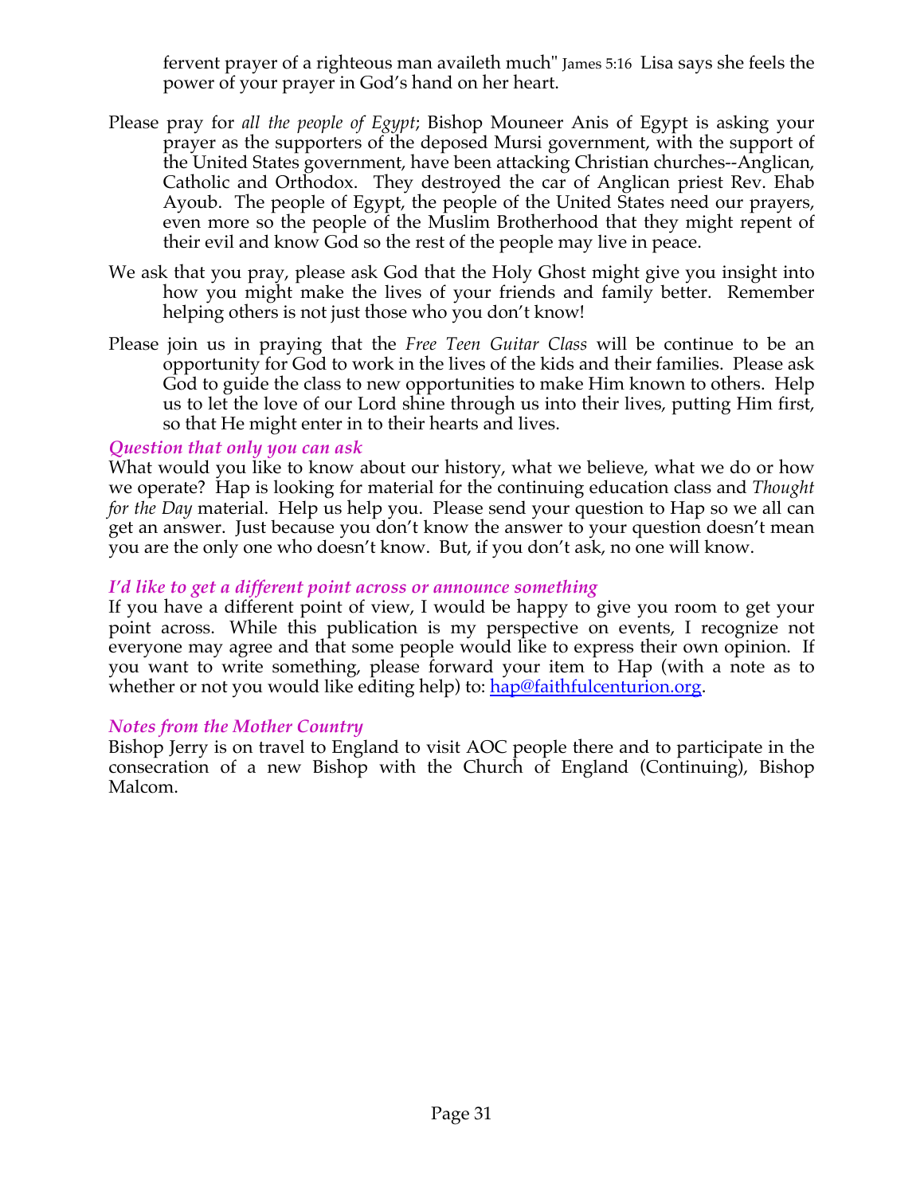fervent prayer of a righteous man availeth much" James 5:16 Lisa says she feels the power of your prayer in God's hand on her heart.

Please pray for *all the people of Egypt*; Bishop Mouneer Anis of Egypt is asking your prayer as the supporters of the deposed Mursi government, with the support of the United States government, have been attacking Christian churches--Anglican, Catholic and Orthodox. They destroyed the car of Anglican priest Rev. Ehab Ayoub. The people of Egypt, the people of the United States need our prayers, even more so the people of the Muslim Brotherhood that they might repent of their evil and know God so the rest of the people may live in peace.

We ask that you pray, please ask God that the Holy Ghost might give you insight into how you might make the lives of your friends and family better. Remember helping others is not just those who you don't know!

Please join us in praying that the *Free Teen Guitar Class* will be continue to be an opportunity for God to work in the lives of the kids and their families. Please ask God to guide the class to new opportunities to make Him known to others. Help us to let the love of our Lord shine through us into their lives, putting Him first, so that He might enter in to their hearts and lives.

### *Question that only you can ask*

What would you like to know about our history, what we believe, what we do or how we operate? Hap is looking for material for the continuing education class and *Thought for the Day* material. Help us help you. Please send your question to Hap so we all can get an answer. Just because you don't know the answer to your question doesn't mean you are the only one who doesn't know. But, if you don't ask, no one will know.

### *I'd like to get a different point across or announce something*

If you have a different point of view, I would be happy to give you room to get your point across. While this publication is my perspective on events, I recognize not everyone may agree and that some people would like to express their own opinion. If you want to write something, please forward your item to Hap (with a note as to whether or not you would like editing help) to: hap@faithfulcenturion.org.

### *Notes from the Mother Country*

Bishop Jerry is on travel to England to visit AOC people there and to participate in the consecration of a new Bishop with the Church of England (Continuing), Bishop Malcom.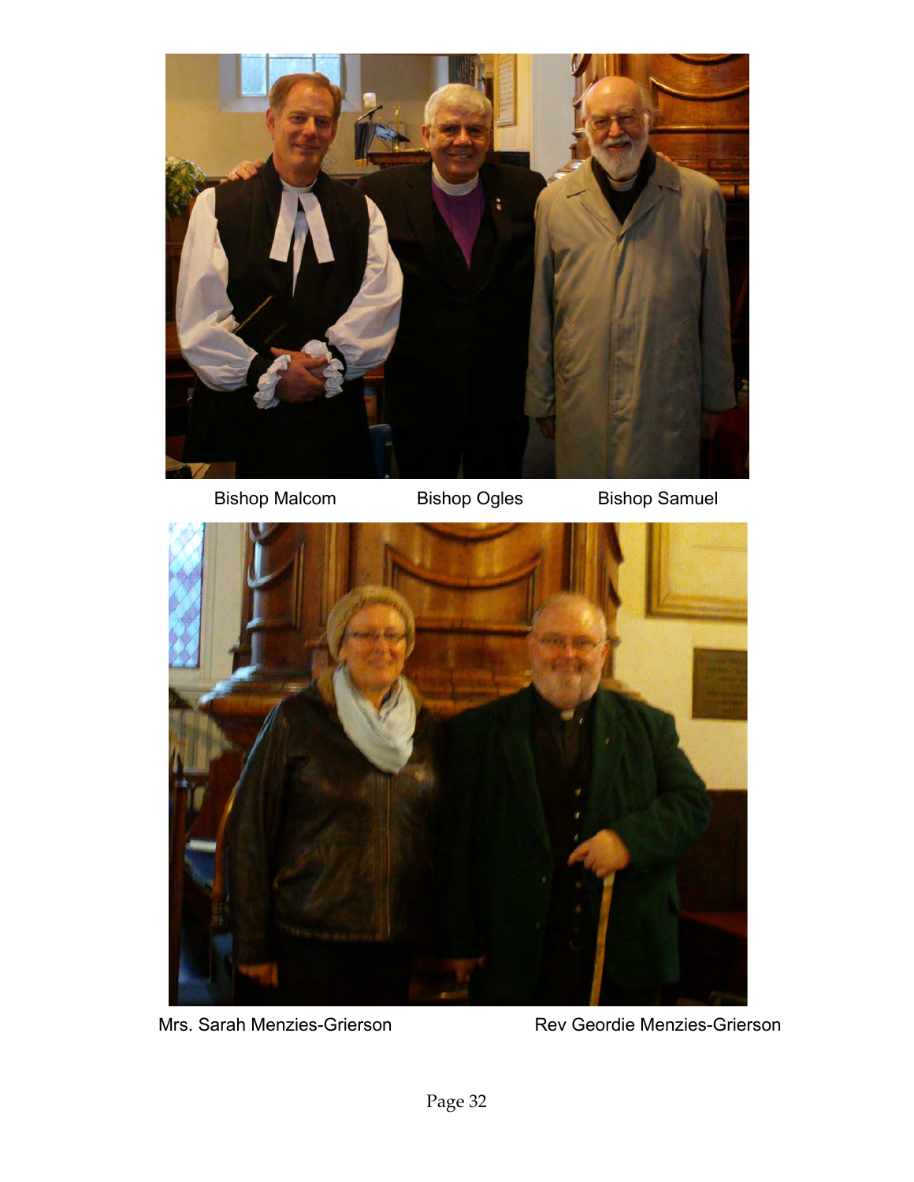Bishop Malcom Bishop Ogles Bishop Samuel

Mrs. Sarah Menzies-Grierson Rev Geordie Menzies-Grierson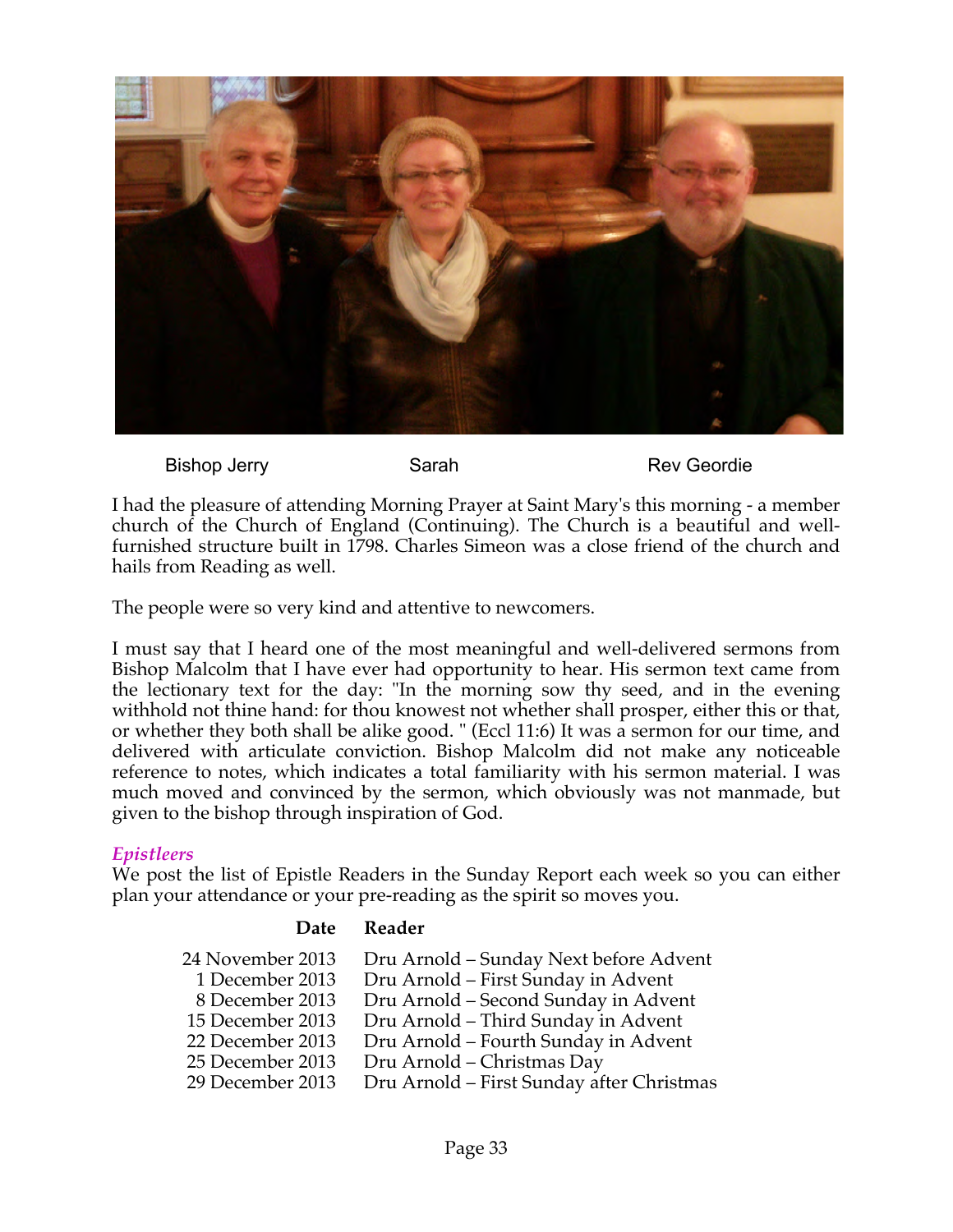Bishop Jerry Sarah Rev Geordie

I had the pleasure of attending Morning Prayer at Saint Mary's this morning - a member church of the Church of England (Continuing). The Church is a beautiful and well-furnished structure built in 1798. Charles Simeon was a close friend of the church and hails from Reading as well.

The people were so very kind and attentive to newcomers.

I must say that I heard one of the most meaningful and well-delivered sermons from Bishop Malcolm that I have ever had opportunity to hear. His sermon text came from the lectionary text for the day: "In the morning sow thy seed, and in the evening withhold not thine hand: for thou knowest not whether shall prosper, either this or that, or whether they both shall be alike good. " (Eccl 11:6) It was a sermon for our time, and delivered with articulate conviction. Bishop Malcolm did not make any noticeable reference to notes, which indicates a total familiarity with his sermon material. I was much moved and convinced by the sermon, which obviously was not manmade, but given to the bishop through inspiration of God.

### *Epistleers*

We post the list of Epistle Readers in the Sunday Report each week so you can either plan your attendance or your pre-reading as the spirit so moves you.

| Date | Reader |
|---|---|
| 24 November 2013 | Dru Arnold – Sunday Next before Advent |
| 1 December 2013 | Dru Arnold – First Sunday in Advent |
| 8 December 2013 | Dru Arnold – Second Sunday in Advent |
| 15 December 2013 | Dru Arnold – Third Sunday in Advent |
| 22 December 2013 | Dru Arnold – Fourth Sunday in Advent |
| 25 December 2013 | Dru Arnold – Christmas Day |
| 29 December 2013 | Dru Arnold – First Sunday after Christmas |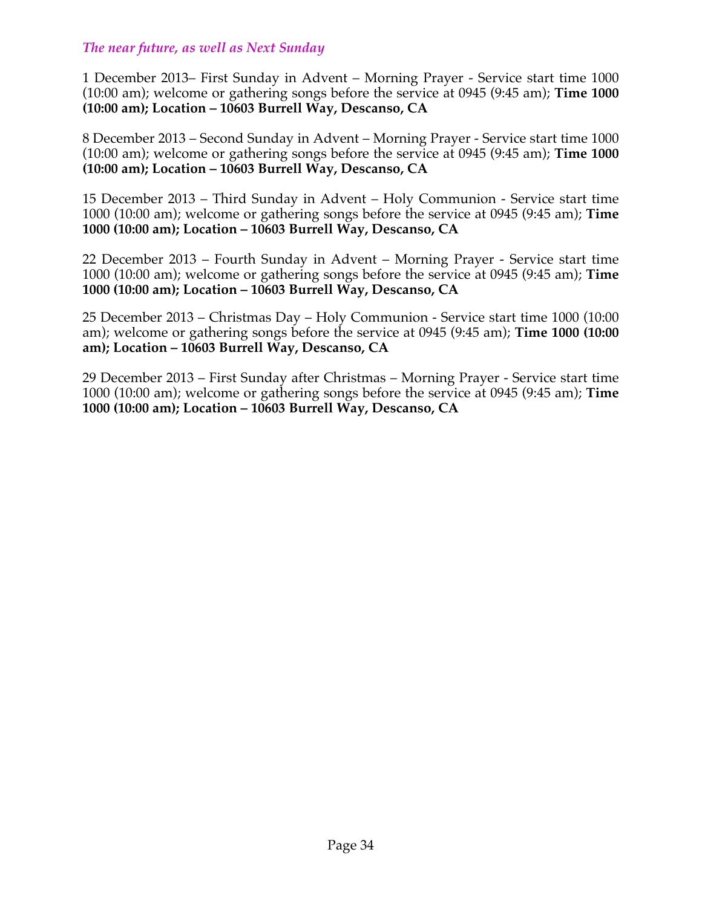*The near future, as well as Next Sunday*

1 December 2013– First Sunday in Advent – Morning Prayer - Service start time 1000 (10:00 am); welcome or gathering songs before the service at 0945 (9:45 am); **Time 1000 (10:00 am); Location – 10603 Burrell Way, Descanso, CA**

8 December 2013 – Second Sunday in Advent – Morning Prayer - Service start time 1000 (10:00 am); welcome or gathering songs before the service at 0945 (9:45 am); **Time 1000 (10:00 am); Location – 10603 Burrell Way, Descanso, CA**

15 December 2013 – Third Sunday in Advent – Holy Communion - Service start time 1000 (10:00 am); welcome or gathering songs before the service at 0945 (9:45 am); **Time 1000 (10:00 am); Location – 10603 Burrell Way, Descanso, CA**

22 December 2013 – Fourth Sunday in Advent – Morning Prayer - Service start time 1000 (10:00 am); welcome or gathering songs before the service at 0945 (9:45 am); **Time 1000 (10:00 am); Location – 10603 Burrell Way, Descanso, CA**

25 December 2013 – Christmas Day – Holy Communion - Service start time 1000 (10:00 am); welcome or gathering songs before the service at 0945 (9:45 am); **Time 1000 (10:00 am); Location – 10603 Burrell Way, Descanso, CA**

29 December 2013 – First Sunday after Christmas – Morning Prayer - Service start time 1000 (10:00 am); welcome or gathering songs before the service at 0945 (9:45 am); **Time 1000 (10:00 am); Location – 10603 Burrell Way, Descanso, CA**